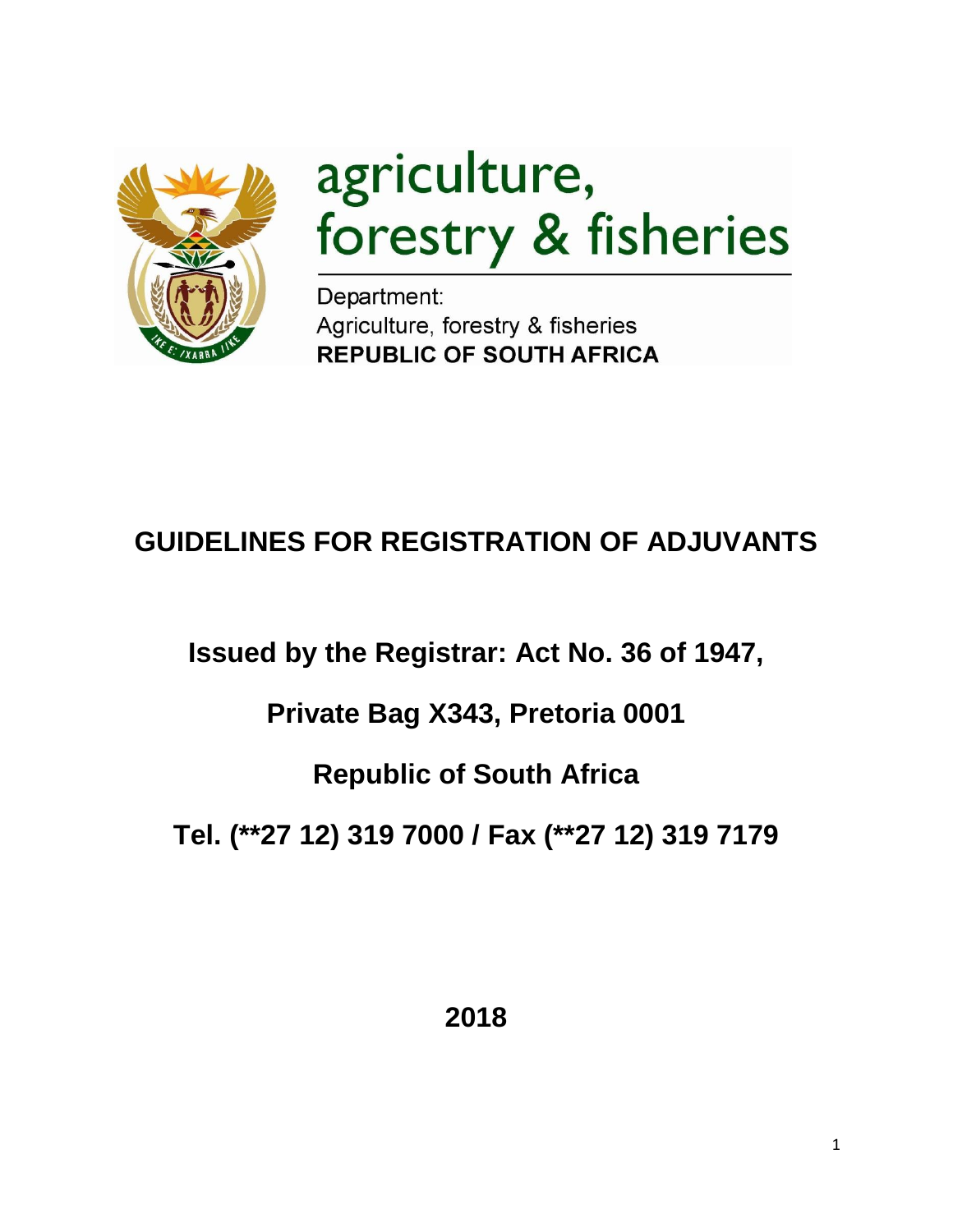agriculture, forestry & fisheries

Department:
Agriculture, forestry & fisheries
**REPUBLIC OF SOUTH AFRICA**

# GUIDELINES FOR REGISTRATION OF ADJUVANTS

**Issued by the Registrar: Act No. 36 of 1947,**

**Private Bag X343, Pretoria 0001**

**Republic of South Africa**

**Tel. (**27 12) 319 7000 / Fax (**27 12) 319 7179**

**2018**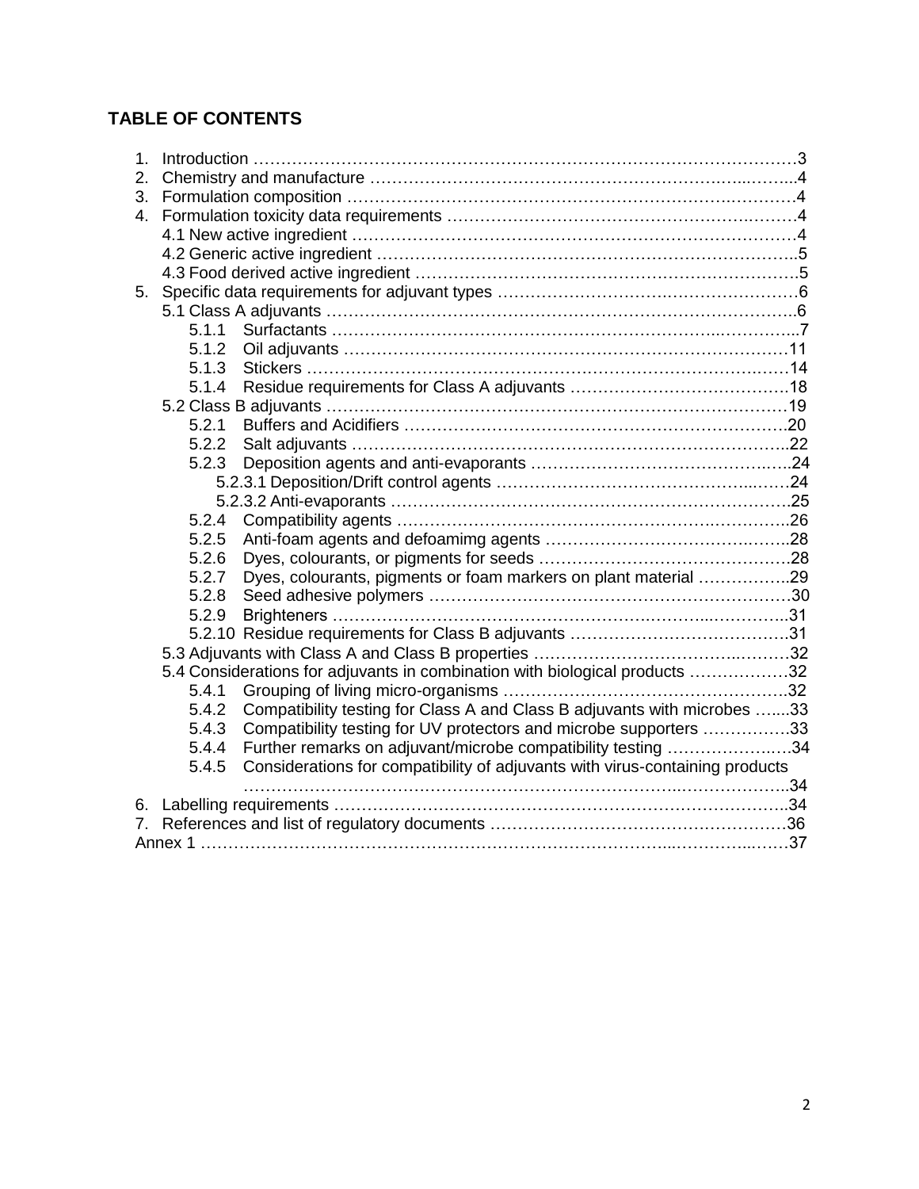## TABLE OF CONTENTS

1. Introduction ……………………………………………………………………………………3
2. Chemistry and manufacture ………………………………………………………..……...4
3. Formulation composition ……………………………………………………….…………4
4. Formulation toxicity data requirements ……………………………………………….………4
   - 4.1 New active ingredient ………………………………………………………………………4
   - 4.2 Generic active ingredient ………………………………………………………………..5
   - 4.3 Food derived active ingredient ………………………………………………………….5
5. Specific data requirements for adjuvant types ………………………………………………6
   - 5.1 Class A adjuvants ……………………………………………………………………….6
     - 5.1.1 Surfactants ………………………………………………………..…………..7
     - 5.1.2 Oil adjuvants ……………………………………………………………………11
     - 5.1.3 Stickers ………………………………………………………………….……14
     - 5.1.4 Residue requirements for Class A adjuvants ………………………………….18
   - 5.2 Class B adjuvants …………………………………………………………………………19
     - 5.2.1 Buffers and Acidifiers ……………………………………………………………20
     - 5.2.2 Salt adjuvants ………………………………………………………………..22
     - 5.2.3 Deposition agents and anti-evaporants ………………………………….…..24
       - 5.2.3.1 Deposition/Drift control agents ……………………………………..….24
       - 5.2.3.2 Anti-evaporants ……………………………………………………………25
     - 5.2.4 Compatibility agents ……………………………………………….…………..26
     - 5.2.5 Anti-foam agents and defoamimg agents …………………………….……..28
     - 5.2.6 Dyes, colourants, or pigments for seeds ……………………………………….28
     - 5.2.7 Dyes, colourants, pigments or foam markers on plant material ……………..29
     - 5.2.8 Seed adhesive polymers …………………………………………………………30
     - 5.2.9 Brighteners ……………………………………………………..…………..31
     - 5.2.10 Residue requirements for Class B adjuvants ………………………………….31
   - 5.3 Adjuvants with Class A and Class B properties ………………………………..………32
   - 5.4 Considerations for adjuvants in combination with biological products ……………….32
     - 5.4.1 Grouping of living micro-organisms …………………………………………….32
     - 5.4.2 Compatibility testing for Class A and Class B adjuvants with microbes …....33
     - 5.4.3 Compatibility testing for UV protectors and microbe supporters …………….33
     - 5.4.4 Further remarks on adjuvant/microbe compatibility testing …………………..34
     - 5.4.5 Considerations for compatibility of adjuvants with virus-containing products ………………………………………………………………………..………………..34
6. Labelling requirements ………………………………………………………………………..34
7. References and list of regulatory documents ……………………………………………36

Annex 1 …………………………………………………………………………...…………..……37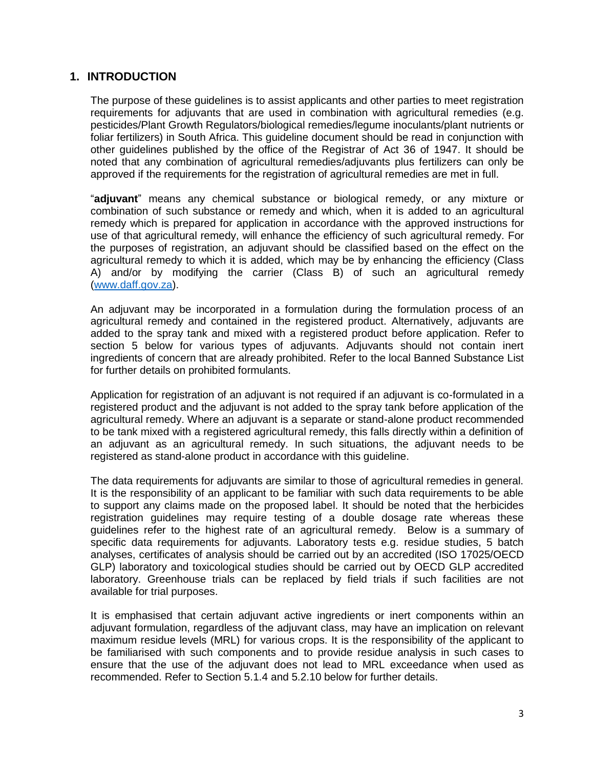## 1. INTRODUCTION

The purpose of these guidelines is to assist applicants and other parties to meet registration requirements for adjuvants that are used in combination with agricultural remedies (e.g. pesticides/Plant Growth Regulators/biological remedies/legume inoculants/plant nutrients or foliar fertilizers) in South Africa. This guideline document should be read in conjunction with other guidelines published by the office of the Registrar of Act 36 of 1947. It should be noted that any combination of agricultural remedies/adjuvants plus fertilizers can only be approved if the requirements for the registration of agricultural remedies are met in full.

"**adjuvant**" means any chemical substance or biological remedy, or any mixture or combination of such substance or remedy and which, when it is added to an agricultural remedy which is prepared for application in accordance with the approved instructions for use of that agricultural remedy, will enhance the efficiency of such agricultural remedy. For the purposes of registration, an adjuvant should be classified based on the effect on the agricultural remedy to which it is added, which may be by enhancing the efficiency (Class A) and/or by modifying the carrier (Class B) of such an agricultural remedy (www.daff.gov.za).

An adjuvant may be incorporated in a formulation during the formulation process of an agricultural remedy and contained in the registered product. Alternatively, adjuvants are added to the spray tank and mixed with a registered product before application. Refer to section 5 below for various types of adjuvants. Adjuvants should not contain inert ingredients of concern that are already prohibited. Refer to the local Banned Substance List for further details on prohibited formulants.

Application for registration of an adjuvant is not required if an adjuvant is co-formulated in a registered product and the adjuvant is not added to the spray tank before application of the agricultural remedy. Where an adjuvant is a separate or stand-alone product recommended to be tank mixed with a registered agricultural remedy, this falls directly within a definition of an adjuvant as an agricultural remedy. In such situations, the adjuvant needs to be registered as stand-alone product in accordance with this guideline.

The data requirements for adjuvants are similar to those of agricultural remedies in general. It is the responsibility of an applicant to be familiar with such data requirements to be able to support any claims made on the proposed label. It should be noted that the herbicides registration guidelines may require testing of a double dosage rate whereas these guidelines refer to the highest rate of an agricultural remedy. Below is a summary of specific data requirements for adjuvants. Laboratory tests e.g. residue studies, 5 batch analyses, certificates of analysis should be carried out by an accredited (ISO 17025/OECD GLP) laboratory and toxicological studies should be carried out by OECD GLP accredited laboratory. Greenhouse trials can be replaced by field trials if such facilities are not available for trial purposes.

It is emphasised that certain adjuvant active ingredients or inert components within an adjuvant formulation, regardless of the adjuvant class, may have an implication on relevant maximum residue levels (MRL) for various crops. It is the responsibility of the applicant to be familiarised with such components and to provide residue analysis in such cases to ensure that the use of the adjuvant does not lead to MRL exceedance when used as recommended. Refer to Section 5.1.4 and 5.2.10 below for further details.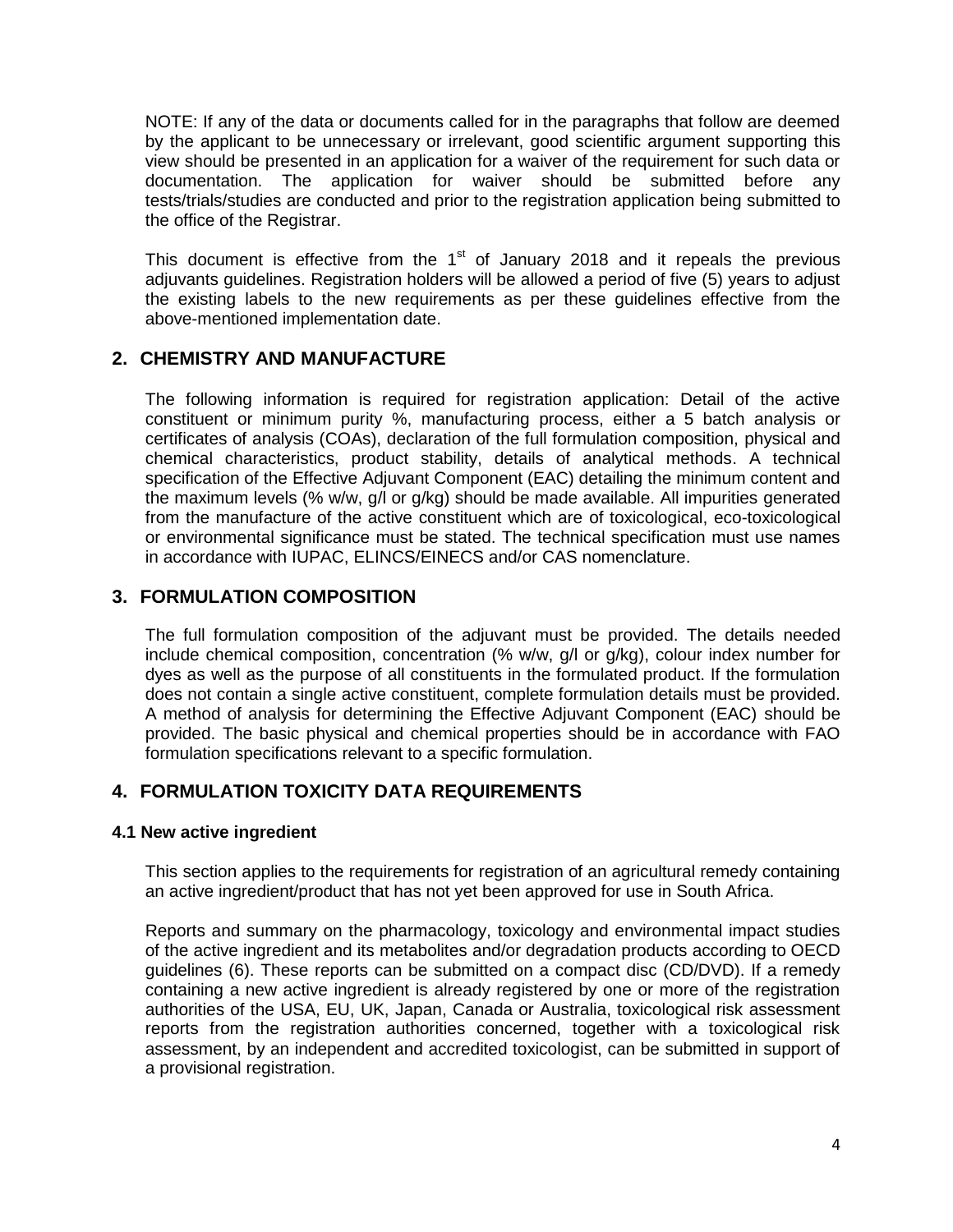NOTE: If any of the data or documents called for in the paragraphs that follow are deemed by the applicant to be unnecessary or irrelevant, good scientific argument supporting this view should be presented in an application for a waiver of the requirement for such data or documentation. The application for waiver should be submitted before any tests/trials/studies are conducted and prior to the registration application being submitted to the office of the Registrar.

This document is effective from the 1st of January 2018 and it repeals the previous adjuvants guidelines. Registration holders will be allowed a period of five (5) years to adjust the existing labels to the new requirements as per these guidelines effective from the above-mentioned implementation date.

## 2. CHEMISTRY AND MANUFACTURE

The following information is required for registration application: Detail of the active constituent or minimum purity %, manufacturing process, either a 5 batch analysis or certificates of analysis (COAs), declaration of the full formulation composition, physical and chemical characteristics, product stability, details of analytical methods. A technical specification of the Effective Adjuvant Component (EAC) detailing the minimum content and the maximum levels (% w/w, g/l or g/kg) should be made available. All impurities generated from the manufacture of the active constituent which are of toxicological, eco-toxicological or environmental significance must be stated. The technical specification must use names in accordance with IUPAC, ELINCS/EINECS and/or CAS nomenclature.

## 3. FORMULATION COMPOSITION

The full formulation composition of the adjuvant must be provided. The details needed include chemical composition, concentration (% w/w, g/l or g/kg), colour index number for dyes as well as the purpose of all constituents in the formulated product. If the formulation does not contain a single active constituent, complete formulation details must be provided. A method of analysis for determining the Effective Adjuvant Component (EAC) should be provided. The basic physical and chemical properties should be in accordance with FAO formulation specifications relevant to a specific formulation.

## 4. FORMULATION TOXICITY DATA REQUIREMENTS

### 4.1 New active ingredient

This section applies to the requirements for registration of an agricultural remedy containing an active ingredient/product that has not yet been approved for use in South Africa.

Reports and summary on the pharmacology, toxicology and environmental impact studies of the active ingredient and its metabolites and/or degradation products according to OECD guidelines (6). These reports can be submitted on a compact disc (CD/DVD). If a remedy containing a new active ingredient is already registered by one or more of the registration authorities of the USA, EU, UK, Japan, Canada or Australia, toxicological risk assessment reports from the registration authorities concerned, together with a toxicological risk assessment, by an independent and accredited toxicologist, can be submitted in support of a provisional registration.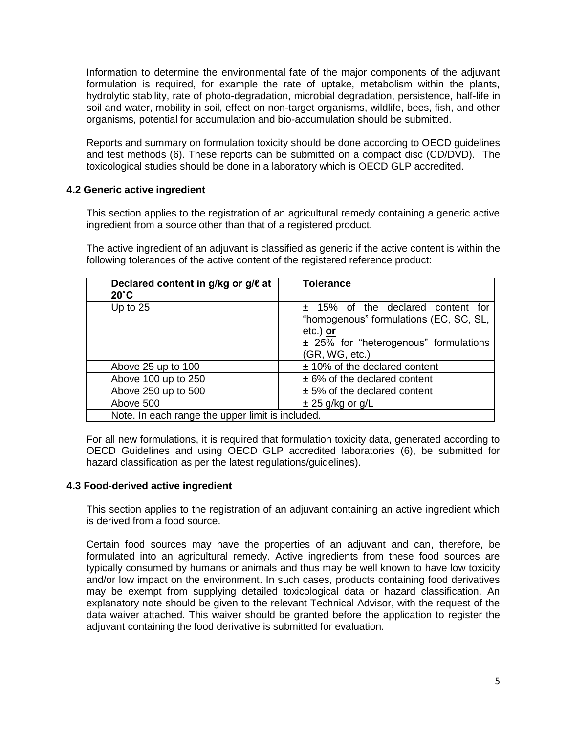Information to determine the environmental fate of the major components of the adjuvant formulation is required, for example the rate of uptake, metabolism within the plants, hydrolytic stability, rate of photo-degradation, microbial degradation, persistence, half-life in soil and water, mobility in soil, effect on non-target organisms, wildlife, bees, fish, and other organisms, potential for accumulation and bio-accumulation should be submitted.

Reports and summary on formulation toxicity should be done according to OECD guidelines and test methods (6). These reports can be submitted on a compact disc (CD/DVD). The toxicological studies should be done in a laboratory which is OECD GLP accredited.

### 4.2 Generic active ingredient

This section applies to the registration of an agricultural remedy containing a generic active ingredient from a source other than that of a registered product.

The active ingredient of an adjuvant is classified as generic if the active content is within the following tolerances of the active content of the registered reference product:

| **Declared content in g/kg or g/ℓ at 20˚C** | **Tolerance** |
|---|---|
| Up to 25 | ± 15% of the declared content for "homogenous" formulations (EC, SC, SL, etc.) **or** ± 25% for "heterogenous" formulations (GR, WG, etc.) |
| Above 25 up to 100 | ± 10% of the declared content |
| Above 100 up to 250 | ± 6% of the declared content |
| Above 250 up to 500 | ± 5% of the declared content |
| Above 500 | ± 25 g/kg or g/L |
| Note. In each range the upper limit is included. | |

For all new formulations, it is required that formulation toxicity data, generated according to OECD Guidelines and using OECD GLP accredited laboratories (6), be submitted for hazard classification as per the latest regulations/guidelines).

### 4.3 Food-derived active ingredient

This section applies to the registration of an adjuvant containing an active ingredient which is derived from a food source.

Certain food sources may have the properties of an adjuvant and can, therefore, be formulated into an agricultural remedy. Active ingredients from these food sources are typically consumed by humans or animals and thus may be well known to have low toxicity and/or low impact on the environment. In such cases, products containing food derivatives may be exempt from supplying detailed toxicological data or hazard classification. An explanatory note should be given to the relevant Technical Advisor, with the request of the data waiver attached. This waiver should be granted before the application to register the adjuvant containing the food derivative is submitted for evaluation.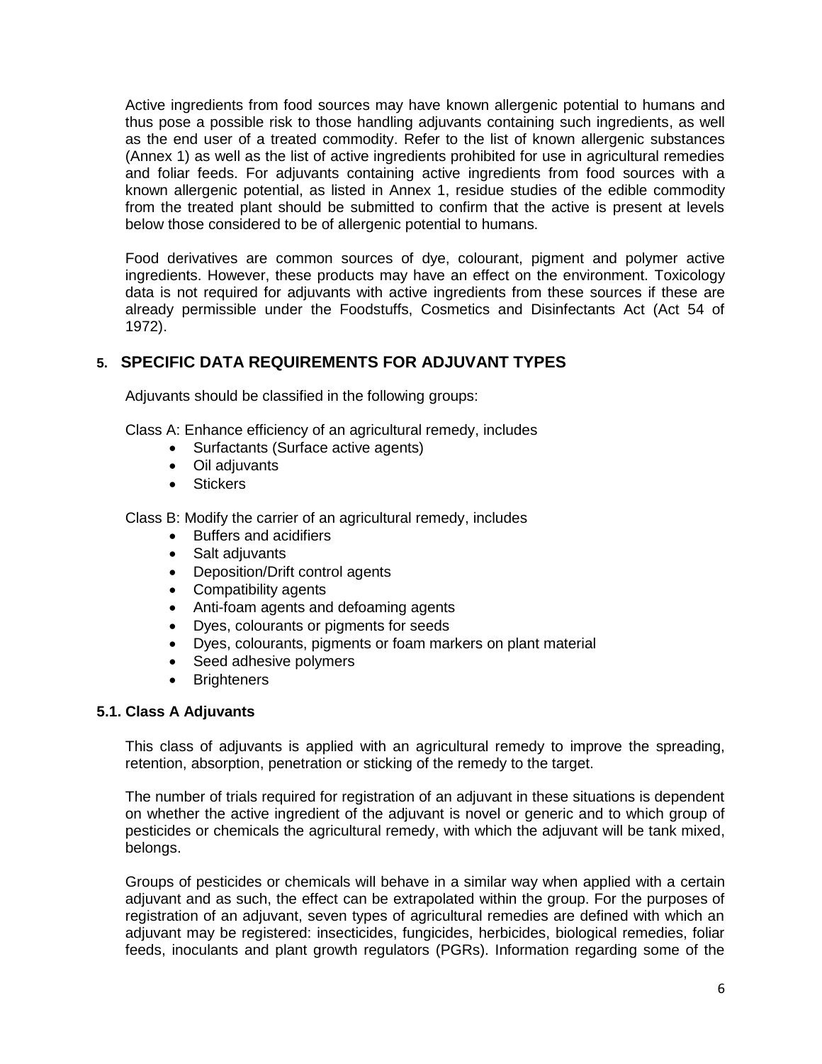Active ingredients from food sources may have known allergenic potential to humans and thus pose a possible risk to those handling adjuvants containing such ingredients, as well as the end user of a treated commodity. Refer to the list of known allergenic substances (Annex 1) as well as the list of active ingredients prohibited for use in agricultural remedies and foliar feeds. For adjuvants containing active ingredients from food sources with a known allergenic potential, as listed in Annex 1, residue studies of the edible commodity from the treated plant should be submitted to confirm that the active is present at levels below those considered to be of allergenic potential to humans.

Food derivatives are common sources of dye, colourant, pigment and polymer active ingredients. However, these products may have an effect on the environment. Toxicology data is not required for adjuvants with active ingredients from these sources if these are already permissible under the Foodstuffs, Cosmetics and Disinfectants Act (Act 54 of 1972).

## 5. SPECIFIC DATA REQUIREMENTS FOR ADJUVANT TYPES

Adjuvants should be classified in the following groups:

Class A: Enhance efficiency of an agricultural remedy, includes

- Surfactants (Surface active agents)
- Oil adjuvants
- Stickers

Class B: Modify the carrier of an agricultural remedy, includes

- Buffers and acidifiers
- Salt adjuvants
- Deposition/Drift control agents
- Compatibility agents
- Anti-foam agents and defoaming agents
- Dyes, colourants or pigments for seeds
- Dyes, colourants, pigments or foam markers on plant material
- Seed adhesive polymers
- Brighteners

### 5.1. Class A Adjuvants

This class of adjuvants is applied with an agricultural remedy to improve the spreading, retention, absorption, penetration or sticking of the remedy to the target.

The number of trials required for registration of an adjuvant in these situations is dependent on whether the active ingredient of the adjuvant is novel or generic and to which group of pesticides or chemicals the agricultural remedy, with which the adjuvant will be tank mixed, belongs.

Groups of pesticides or chemicals will behave in a similar way when applied with a certain adjuvant and as such, the effect can be extrapolated within the group. For the purposes of registration of an adjuvant, seven types of agricultural remedies are defined with which an adjuvant may be registered: insecticides, fungicides, herbicides, biological remedies, foliar feeds, inoculants and plant growth regulators (PGRs). Information regarding some of the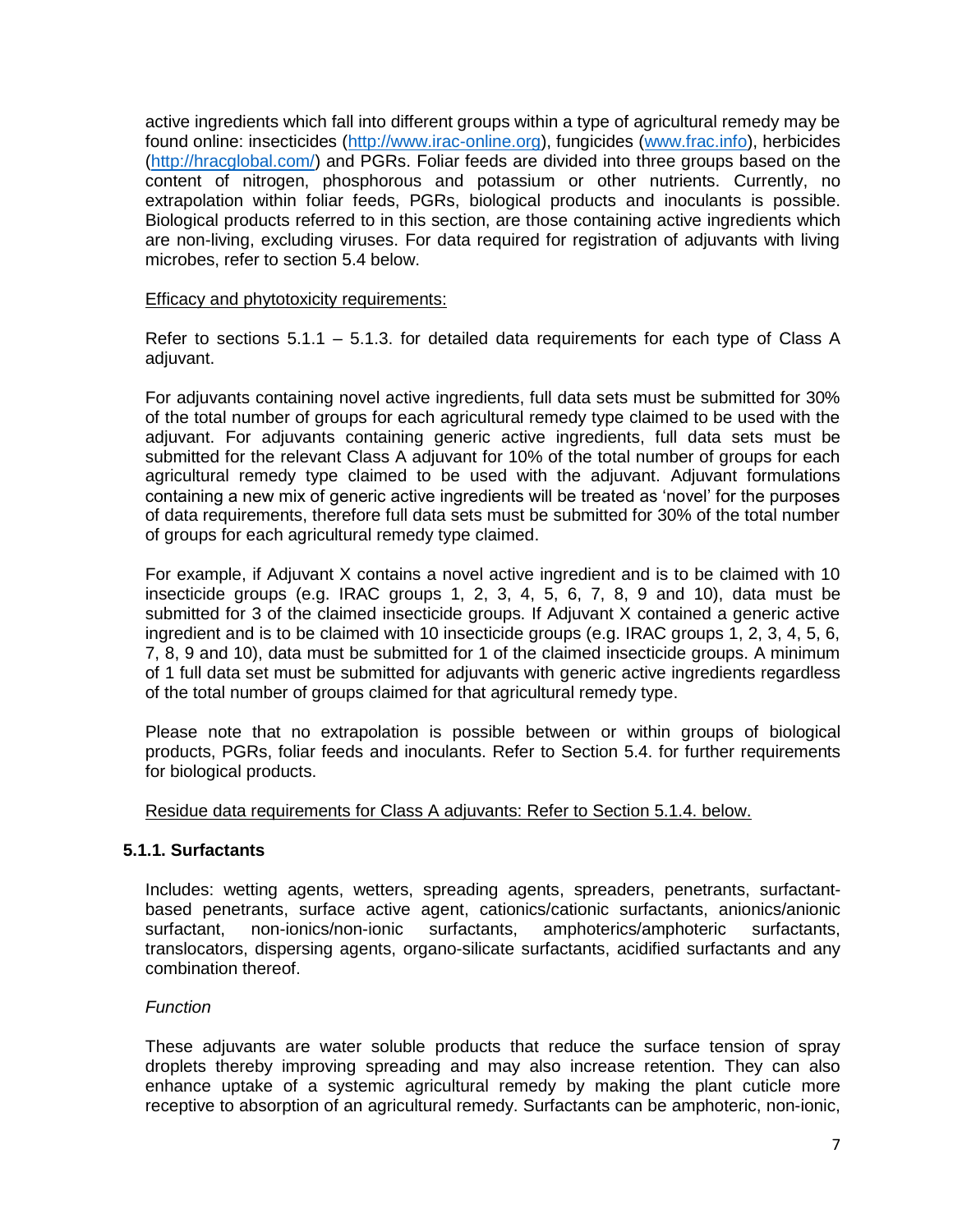active ingredients which fall into different groups within a type of agricultural remedy may be found online: insecticides (http://www.irac-online.org), fungicides (www.frac.info), herbicides (http://hracglobal.com/) and PGRs. Foliar feeds are divided into three groups based on the content of nitrogen, phosphorous and potassium or other nutrients. Currently, no extrapolation within foliar feeds, PGRs, biological products and inoculants is possible. Biological products referred to in this section, are those containing active ingredients which are non-living, excluding viruses. For data required for registration of adjuvants with living microbes, refer to section 5.4 below.

Efficacy and phytotoxicity requirements:

Refer to sections 5.1.1 – 5.1.3. for detailed data requirements for each type of Class A adjuvant.

For adjuvants containing novel active ingredients, full data sets must be submitted for 30% of the total number of groups for each agricultural remedy type claimed to be used with the adjuvant. For adjuvants containing generic active ingredients, full data sets must be submitted for the relevant Class A adjuvant for 10% of the total number of groups for each agricultural remedy type claimed to be used with the adjuvant. Adjuvant formulations containing a new mix of generic active ingredients will be treated as 'novel' for the purposes of data requirements, therefore full data sets must be submitted for 30% of the total number of groups for each agricultural remedy type claimed.

For example, if Adjuvant X contains a novel active ingredient and is to be claimed with 10 insecticide groups (e.g. IRAC groups 1, 2, 3, 4, 5, 6, 7, 8, 9 and 10), data must be submitted for 3 of the claimed insecticide groups. If Adjuvant X contained a generic active ingredient and is to be claimed with 10 insecticide groups (e.g. IRAC groups 1, 2, 3, 4, 5, 6, 7, 8, 9 and 10), data must be submitted for 1 of the claimed insecticide groups. A minimum of 1 full data set must be submitted for adjuvants with generic active ingredients regardless of the total number of groups claimed for that agricultural remedy type.

Please note that no extrapolation is possible between or within groups of biological products, PGRs, foliar feeds and inoculants. Refer to Section 5.4. for further requirements for biological products.

Residue data requirements for Class A adjuvants: Refer to Section 5.1.4. below.

### 5.1.1. Surfactants

Includes: wetting agents, wetters, spreading agents, spreaders, penetrants, surfactant-based penetrants, surface active agent, cationics/cationic surfactants, anionics/anionic surfactant, non-ionics/non-ionic surfactants, amphoterics/amphoteric surfactants, translocators, dispersing agents, organo-silicate surfactants, acidified surfactants and any combination thereof.

*Function*

These adjuvants are water soluble products that reduce the surface tension of spray droplets thereby improving spreading and may also increase retention. They can also enhance uptake of a systemic agricultural remedy by making the plant cuticle more receptive to absorption of an agricultural remedy. Surfactants can be amphoteric, non-ionic,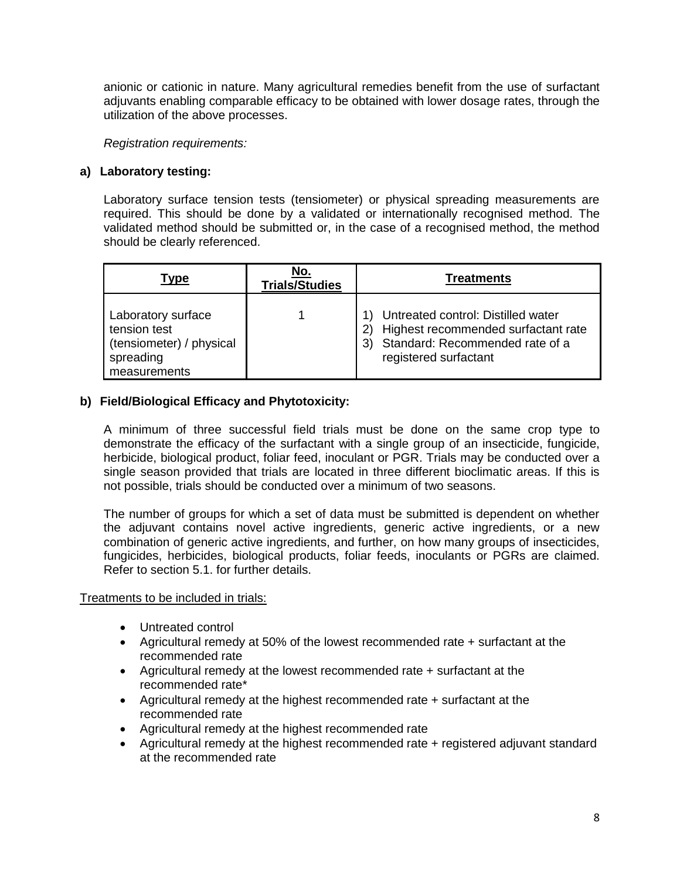anionic or cationic in nature. Many agricultural remedies benefit from the use of surfactant adjuvants enabling comparable efficacy to be obtained with lower dosage rates, through the utilization of the above processes.

*Registration requirements:*

**a) Laboratory testing:**

Laboratory surface tension tests (tensiometer) or physical spreading measurements are required. This should be done by a validated or internationally recognised method. The validated method should be submitted or, in the case of a recognised method, the method should be clearly referenced.

| Type | No. Trials/Studies | Treatments |
|---|---|---|
| Laboratory surface tension test (tensiometer) / physical spreading measurements | 1 | 1) Untreated control: Distilled water<br>2) Highest recommended surfactant rate<br>3) Standard: Recommended rate of a registered surfactant |

**b) Field/Biological Efficacy and Phytotoxicity:**

A minimum of three successful field trials must be done on the same crop type to demonstrate the efficacy of the surfactant with a single group of an insecticide, fungicide, herbicide, biological product, foliar feed, inoculant or PGR. Trials may be conducted over a single season provided that trials are located in three different bioclimatic areas. If this is not possible, trials should be conducted over a minimum of two seasons.

The number of groups for which a set of data must be submitted is dependent on whether the adjuvant contains novel active ingredients, generic active ingredients, or a new combination of generic active ingredients, and further, on how many groups of insecticides, fungicides, herbicides, biological products, foliar feeds, inoculants or PGRs are claimed. Refer to section 5.1. for further details.

<u>Treatments to be included in trials:</u>

- Untreated control
- Agricultural remedy at 50% of the lowest recommended rate + surfactant at the recommended rate
- Agricultural remedy at the lowest recommended rate + surfactant at the recommended rate*
- Agricultural remedy at the highest recommended rate + surfactant at the recommended rate
- Agricultural remedy at the highest recommended rate
- Agricultural remedy at the highest recommended rate + registered adjuvant standard at the recommended rate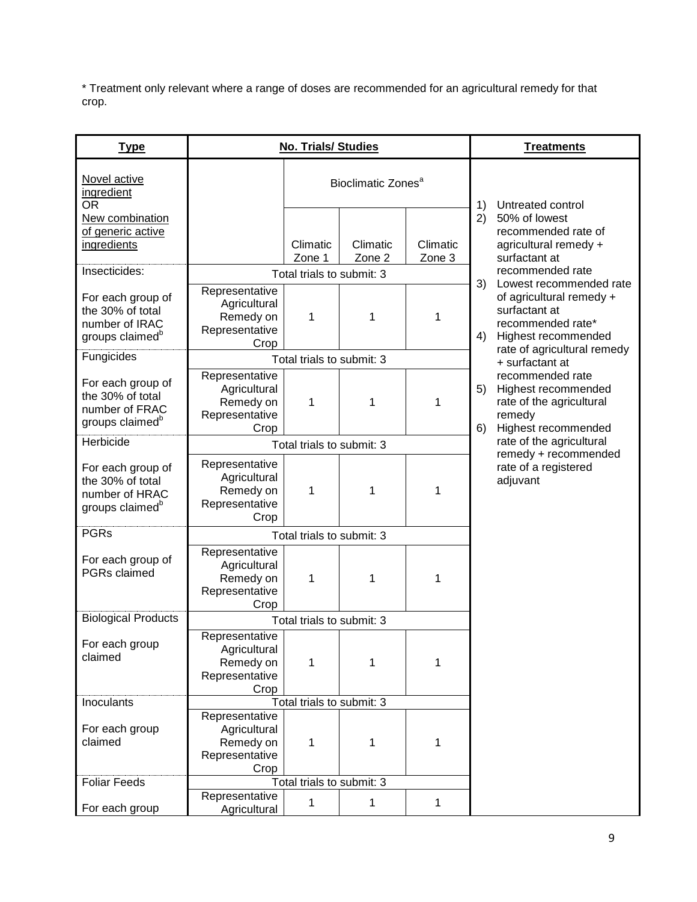\* Treatment only relevant where a range of doses are recommended for an agricultural remedy for that crop.

| **Type** | **No. Trials/ Studies** | | | | **Treatments** |
|---|---|---|---|---|---|
| Novel active ingredient OR New combination of generic active ingredients | | Bioclimatic Zones[a] | | | 1) Untreated control<br>2) 50% of lowest recommended rate of agricultural remedy + surfactant at recommended rate<br>3) Lowest recommended rate of agricultural remedy + surfactant at recommended rate*<br>4) Highest recommended rate of agricultural remedy + surfactant at recommended rate<br>5) Highest recommended rate of the agricultural remedy<br>6) Highest recommended rate of the agricultural remedy + recommended rate of a registered adjuvant |
| | | Climatic Zone 1 | Climatic Zone 2 | Climatic Zone 3 | |
| Insecticides: | Total trials to submit: 3 | | | | |
| For each group of the 30% of total number of IRAC groups claimed[b] | Representative Agricultural Remedy on Representative Crop | 1 | 1 | 1 | |
| Fungicides | Total trials to submit: 3 | | | | |
| For each group of the 30% of total number of FRAC groups claimed[b] | Representative Agricultural Remedy on Representative Crop | 1 | 1 | 1 | |
| Herbicide | Total trials to submit: 3 | | | | |
| For each group of the 30% of total number of HRAC groups claimed[b] | Representative Agricultural Remedy on Representative Crop | 1 | 1 | 1 | |
| PGRs | Total trials to submit: 3 | | | | |
| For each group of PGRs claimed | Representative Agricultural Remedy on Representative Crop | 1 | 1 | 1 | |
| Biological Products | Total trials to submit: 3 | | | | |
| For each group claimed | Representative Agricultural Remedy on Representative Crop | 1 | 1 | 1 | |
| Inoculants | Total trials to submit: 3 | | | | |
| For each group claimed | Representative Agricultural Remedy on Representative Crop | 1 | 1 | 1 | |
| Foliar Feeds | Total trials to submit: 3 | | | | |
| For each group | Representative Agricultural | 1 | 1 | 1 | |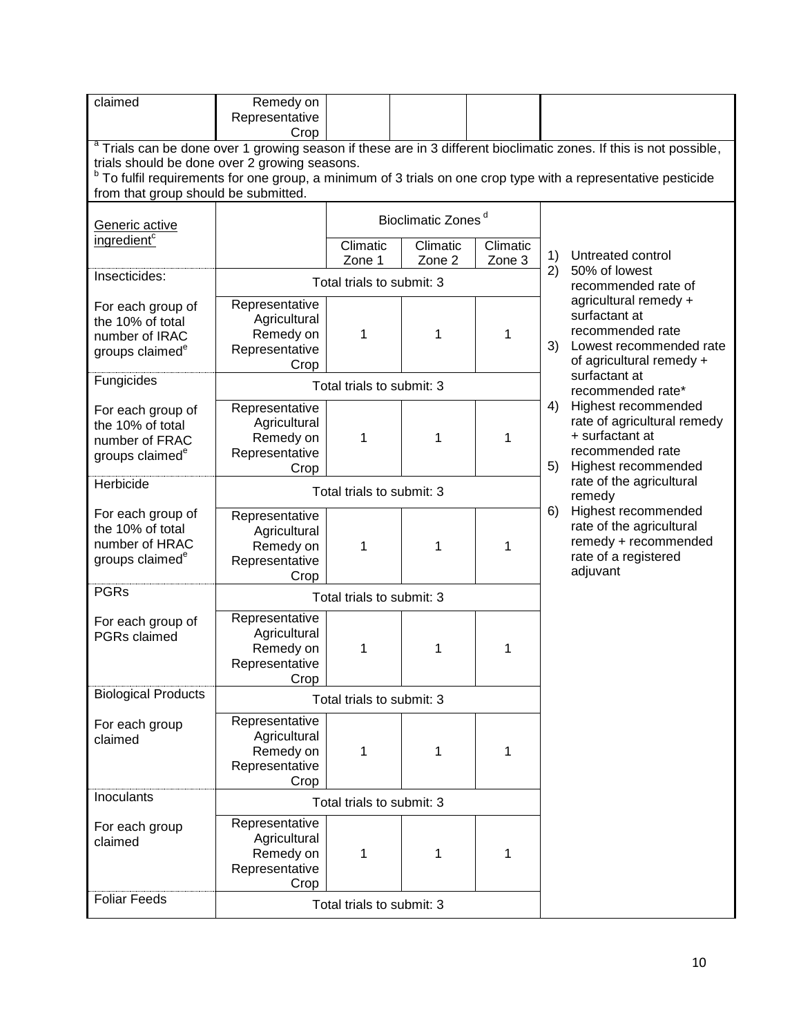| claimed | Remedy on Representative Crop | | | | |
|---|---|---|---|---|---|

[a] Trials can be done over 1 growing season if these are in 3 different bioclimatic zones. If this is not possible, trials should be done over 2 growing seasons.
[b] To fulfil requirements for one group, a minimum of 3 trials on one crop type with a representative pesticide from that group should be submitted.

| Generic active ingredient[c] | | Bioclimatic Zones [d] | | | |
|---|---|---|---|---|---|
| | | Climatic Zone 1 | Climatic Zone 2 | Climatic Zone 3 | 1) Untreated control<br>2) 50% of lowest recommended rate of agricultural remedy + surfactant at recommended rate<br>3) Lowest recommended rate of agricultural remedy + surfactant at recommended rate*<br>4) Highest recommended rate of agricultural remedy + surfactant at recommended rate<br>5) Highest recommended rate of the agricultural remedy<br>6) Highest recommended rate of the agricultural remedy + recommended rate of a registered adjuvant |
| Insecticides: | Total trials to submit: 3 | | | | |
| For each group of the 10% of total number of IRAC groups claimed[e] | Representative Agricultural Remedy on Representative Crop | 1 | 1 | 1 | |
| Fungicides | Total trials to submit: 3 | | | | |
| For each group of the 10% of total number of FRAC groups claimed[e] | Representative Agricultural Remedy on Representative Crop | 1 | 1 | 1 | |
| Herbicide | Total trials to submit: 3 | | | | |
| For each group of the 10% of total number of HRAC groups claimed[e] | Representative Agricultural Remedy on Representative Crop | 1 | 1 | 1 | |
| PGRs | Total trials to submit: 3 | | | | |
| For each group of PGRs claimed | Representative Agricultural Remedy on Representative Crop | 1 | 1 | 1 | |
| Biological Products | Total trials to submit: 3 | | | | |
| For each group claimed | Representative Agricultural Remedy on Representative Crop | 1 | 1 | 1 | |
| Inoculants | Total trials to submit: 3 | | | | |
| For each group claimed | Representative Agricultural Remedy on Representative Crop | 1 | 1 | 1 | |
| Foliar Feeds | Total trials to submit: 3 | | | | |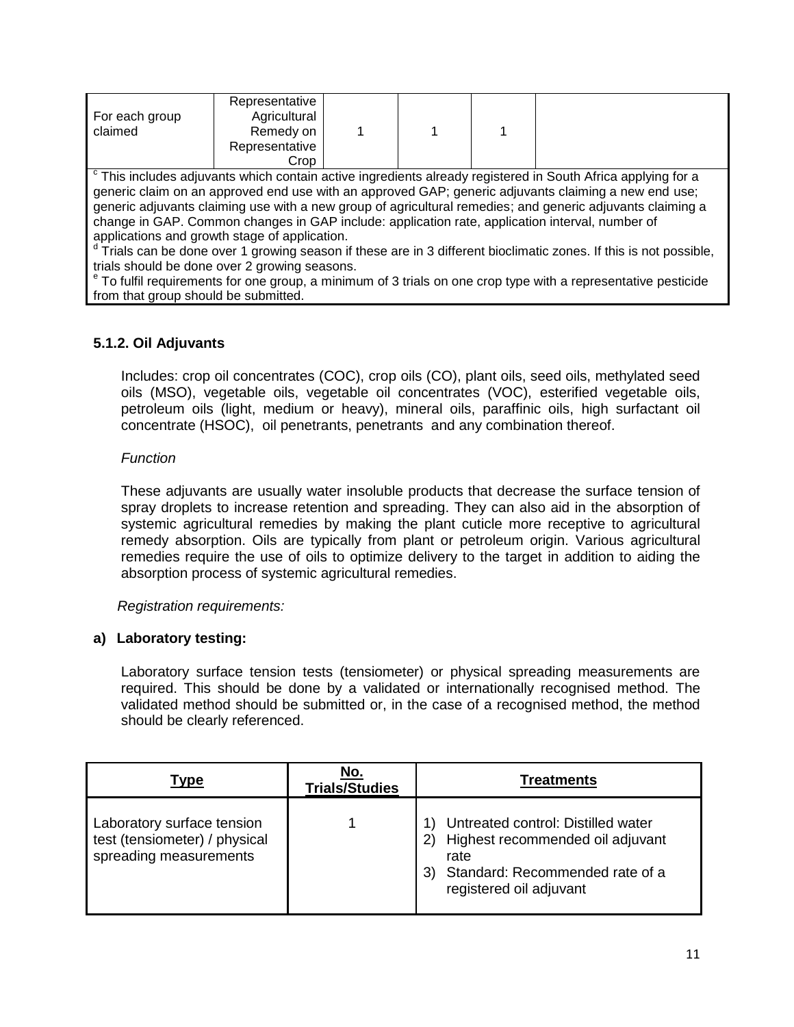| | | | | | |
|---|---|---|---|---|---|
| For each group claimed | Representative Agricultural Remedy on Representative Crop | 1 | 1 | 1 | |

[c] This includes adjuvants which contain active ingredients already registered in South Africa applying for a generic claim on an approved end use with an approved GAP; generic adjuvants claiming a new end use; generic adjuvants claiming use with a new group of agricultural remedies; and generic adjuvants claiming a change in GAP. Common changes in GAP include: application rate, application interval, number of applications and growth stage of application.

[d] Trials can be done over 1 growing season if these are in 3 different bioclimatic zones. If this is not possible, trials should be done over 2 growing seasons.

[e] To fulfil requirements for one group, a minimum of 3 trials on one crop type with a representative pesticide from that group should be submitted.

### 5.1.2. Oil Adjuvants

Includes: crop oil concentrates (COC), crop oils (CO), plant oils, seed oils, methylated seed oils (MSO), vegetable oils, vegetable oil concentrates (VOC), esterified vegetable oils, petroleum oils (light, medium or heavy), mineral oils, paraffinic oils, high surfactant oil concentrate (HSOC), oil penetrants, penetrants and any combination thereof.

*Function*

These adjuvants are usually water insoluble products that decrease the surface tension of spray droplets to increase retention and spreading. They can also aid in the absorption of systemic agricultural remedies by making the plant cuticle more receptive to agricultural remedy absorption. Oils are typically from plant or petroleum origin. Various agricultural remedies require the use of oils to optimize delivery to the target in addition to aiding the absorption process of systemic agricultural remedies.

*Registration requirements:*

**a) Laboratory testing:**

Laboratory surface tension tests (tensiometer) or physical spreading measurements are required. This should be done by a validated or internationally recognised method. The validated method should be submitted or, in the case of a recognised method, the method should be clearly referenced.

| Type | No. Trials/Studies | Treatments |
|---|---|---|
| Laboratory surface tension test (tensiometer) / physical spreading measurements | 1 | 1) Untreated control: Distilled water<br>2) Highest recommended oil adjuvant rate<br>3) Standard: Recommended rate of a registered oil adjuvant |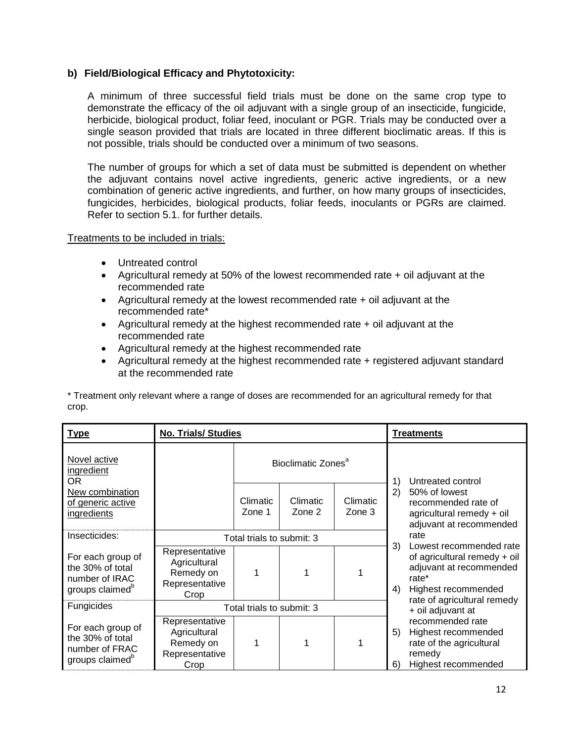**b) Field/Biological Efficacy and Phytotoxicity:**

A minimum of three successful field trials must be done on the same crop type to demonstrate the efficacy of the oil adjuvant with a single group of an insecticide, fungicide, herbicide, biological product, foliar feed, inoculant or PGR. Trials may be conducted over a single season provided that trials are located in three different bioclimatic areas. If this is not possible, trials should be conducted over a minimum of two seasons.

The number of groups for which a set of data must be submitted is dependent on whether the adjuvant contains novel active ingredients, generic active ingredients, or a new combination of generic active ingredients, and further, on how many groups of insecticides, fungicides, herbicides, biological products, foliar feeds, inoculants or PGRs are claimed. Refer to section 5.1. for further details.

Treatments to be included in trials:

- Untreated control
- Agricultural remedy at 50% of the lowest recommended rate + oil adjuvant at the recommended rate
- Agricultural remedy at the lowest recommended rate + oil adjuvant at the recommended rate*
- Agricultural remedy at the highest recommended rate + oil adjuvant at the recommended rate
- Agricultural remedy at the highest recommended rate
- Agricultural remedy at the highest recommended rate + registered adjuvant standard at the recommended rate

\* Treatment only relevant where a range of doses are recommended for an agricultural remedy for that crop.

| Type | No. Trials/ Studies | | | | Treatments |
|---|---|---|---|---|---|
| Novel active ingredient OR New combination of generic active ingredients | | Bioclimatic Zones[a] | | | 1) Untreated control<br>2) 50% of lowest recommended rate of agricultural remedy + oil adjuvant at recommended rate<br>3) Lowest recommended rate of agricultural remedy + oil adjuvant at recommended rate*<br>4) Highest recommended rate of agricultural remedy + oil adjuvant at recommended rate<br>5) Highest recommended rate of the agricultural remedy<br>6) Highest recommended |
| | | Climatic Zone 1 | Climatic Zone 2 | Climatic Zone 3 | |
| Insecticides: | Total trials to submit: 3 | | | | |
| For each group of the 30% of total number of IRAC groups claimed[b] | Representative Agricultural Remedy on Representative Crop | 1 | 1 | 1 | |
| Fungicides | Total trials to submit: 3 | | | | |
| For each group of the 30% of total number of FRAC groups claimed[b] | Representative Agricultural Remedy on Representative Crop | 1 | 1 | 1 | |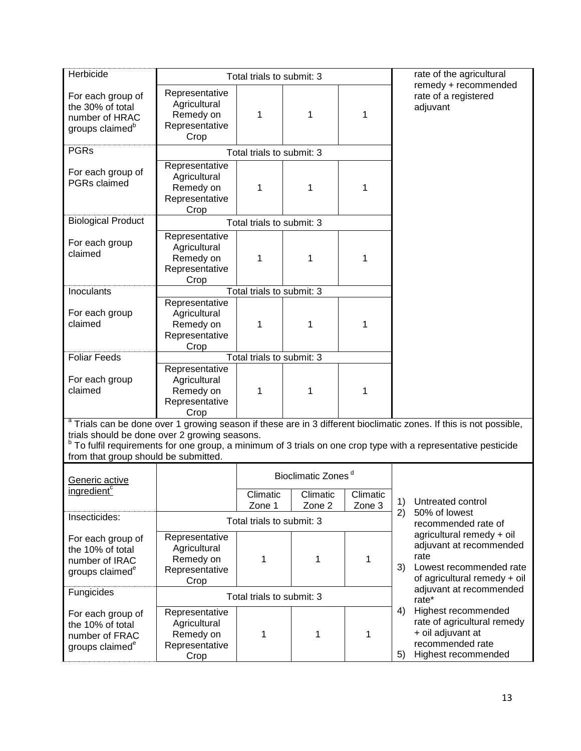| Herbicide | Total trials to submit: 3 | | | | rate of the agricultural remedy + recommended rate of a registered adjuvant |
|---|---|---|---|---|---|
| For each group of the 30% of total number of HRAC groups claimed[b] | Representative Agricultural Remedy on Representative Crop | 1 | 1 | 1 | |
| PGRs | Total trials to submit: 3 | | | | |
| For each group of PGRs claimed | Representative Agricultural Remedy on Representative Crop | 1 | 1 | 1 | |
| Biological Product | Total trials to submit: 3 | | | | |
| For each group claimed | Representative Agricultural Remedy on Representative Crop | 1 | 1 | 1 | |
| Inoculants | Total trials to submit: 3 | | | | |
| For each group claimed | Representative Agricultural Remedy on Representative Crop | 1 | 1 | 1 | |
| Foliar Feeds | Total trials to submit: 3 | | | | |
| For each group claimed | Representative Agricultural Remedy on Representative Crop | 1 | 1 | 1 | |

[a] Trials can be done over 1 growing season if these are in 3 different bioclimatic zones. If this is not possible, trials should be done over 2 growing seasons.
[b] To fulfil requirements for one group, a minimum of 3 trials on one crop type with a representative pesticide from that group should be submitted.

| Generic active ingredient[c] | | Bioclimatic Zones[d] | | | 1) Untreated control<br>2) 50% of lowest recommended rate of agricultural remedy + oil adjuvant at recommended rate<br>3) Lowest recommended rate of agricultural remedy + oil adjuvant at recommended rate*<br>4) Highest recommended rate of agricultural remedy + oil adjuvant at recommended rate<br>5) Highest recommended |
|---|---|---|---|---|---|
| | | Climatic Zone 1 | Climatic Zone 2 | Climatic Zone 3 | |
| Insecticides: | Total trials to submit: 3 | | | | |
| For each group of the 10% of total number of IRAC groups claimed[e] | Representative Agricultural Remedy on Representative Crop | 1 | 1 | 1 | |
| Fungicides | Total trials to submit: 3 | | | | |
| For each group of the 10% of total number of FRAC groups claimed[e] | Representative Agricultural Remedy on Representative Crop | 1 | 1 | 1 | |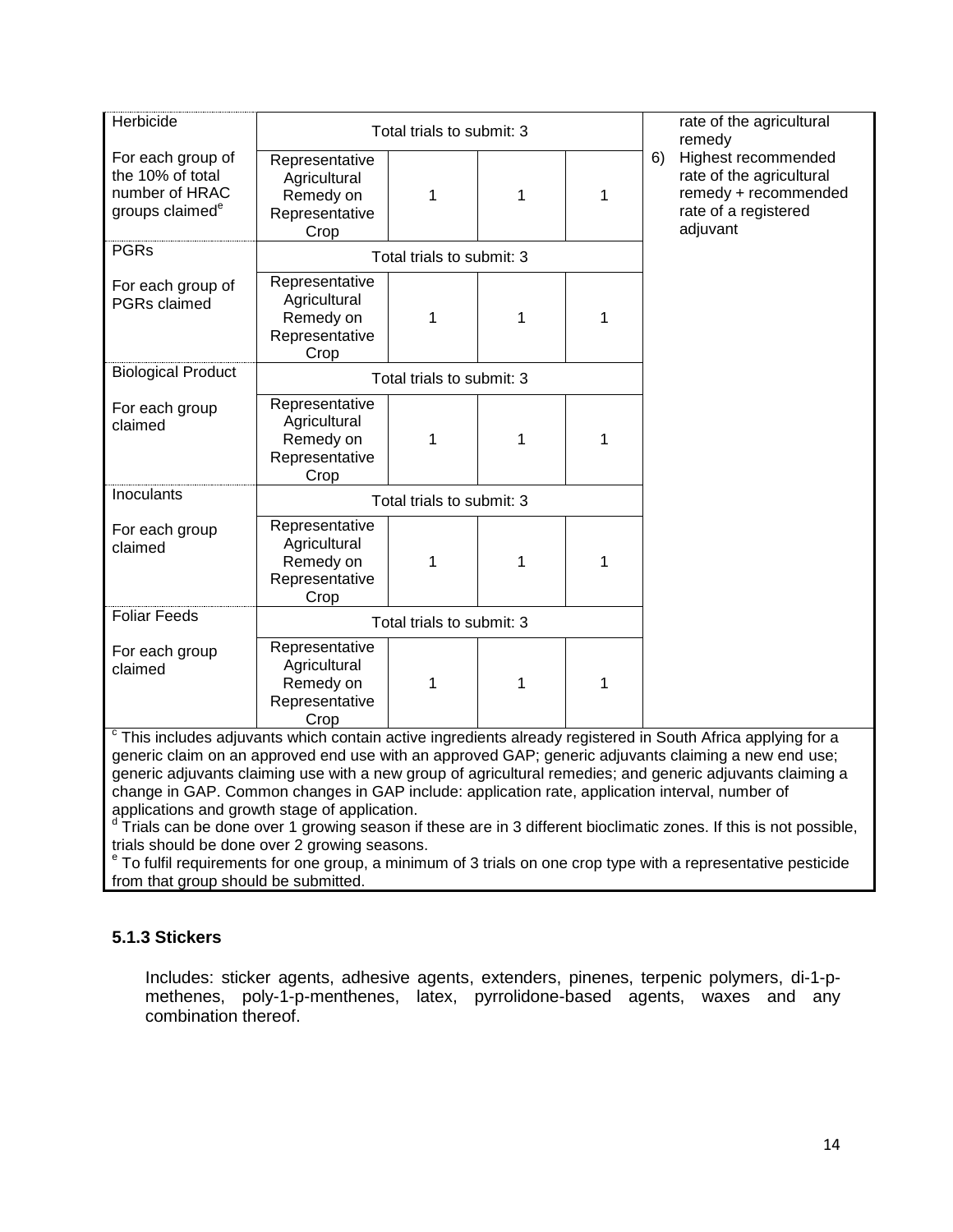| Herbicide | Total trials to submit: 3 | | | | rate of the agricultural remedy |
|---|---|---|---|---|---|
| For each group of the 10% of total number of HRAC groups claimed[e] | Representative Agricultural Remedy on Representative Crop | 1 | 1 | 1 | 6) Highest recommended rate of the agricultural remedy + recommended rate of a registered adjuvant |
| PGRs | Total trials to submit: 3 | | | | |
| For each group of PGRs claimed | Representative Agricultural Remedy on Representative Crop | 1 | 1 | 1 | |
| Biological Product | Total trials to submit: 3 | | | | |
| For each group claimed | Representative Agricultural Remedy on Representative Crop | 1 | 1 | 1 | |
| Inoculants | Total trials to submit: 3 | | | | |
| For each group claimed | Representative Agricultural Remedy on Representative Crop | 1 | 1 | 1 | |
| Foliar Feeds | Total trials to submit: 3 | | | | |
| For each group claimed | Representative Agricultural Remedy on Representative Crop | 1 | 1 | 1 | |

[c] This includes adjuvants which contain active ingredients already registered in South Africa applying for a generic claim on an approved end use with an approved GAP; generic adjuvants claiming a new end use; generic adjuvants claiming use with a new group of agricultural remedies; and generic adjuvants claiming a change in GAP. Common changes in GAP include: application rate, application interval, number of applications and growth stage of application.

[d] Trials can be done over 1 growing season if these are in 3 different bioclimatic zones. If this is not possible, trials should be done over 2 growing seasons.

[e] To fulfil requirements for one group, a minimum of 3 trials on one crop type with a representative pesticide from that group should be submitted.

### 5.1.3 Stickers

Includes: sticker agents, adhesive agents, extenders, pinenes, terpenic polymers, di-1-p-methenes, poly-1-p-menthenes, latex, pyrrolidone-based agents, waxes and any combination thereof.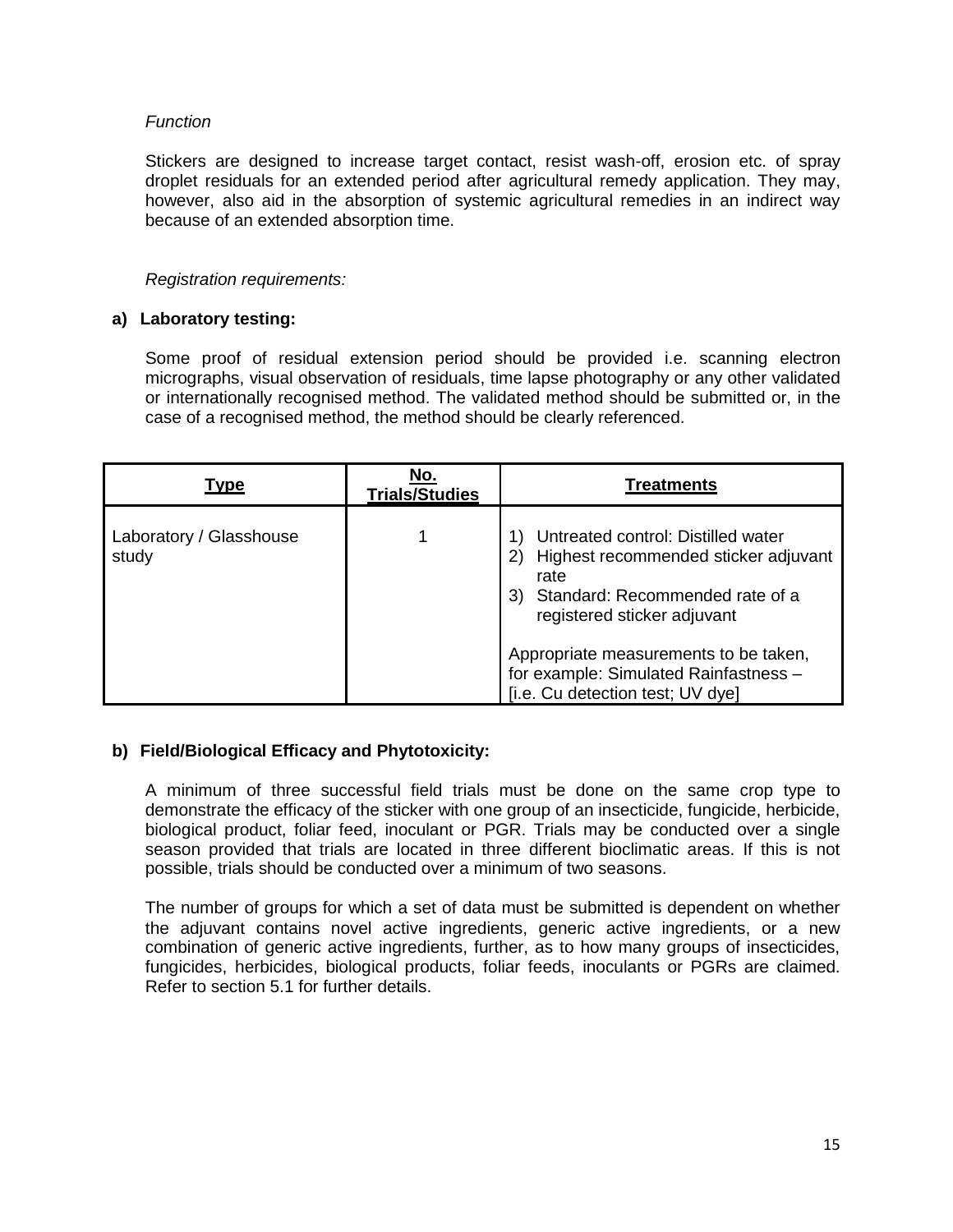*Function*

Stickers are designed to increase target contact, resist wash-off, erosion etc. of spray droplet residuals for an extended period after agricultural remedy application. They may, however, also aid in the absorption of systemic agricultural remedies in an indirect way because of an extended absorption time.

*Registration requirements:*

**a) Laboratory testing:**

Some proof of residual extension period should be provided i.e. scanning electron micrographs, visual observation of residuals, time lapse photography or any other validated or internationally recognised method. The validated method should be submitted or, in the case of a recognised method, the method should be clearly referenced.

| Type | No. Trials/Studies | Treatments |
|---|---|---|
| Laboratory / Glasshouse study | 1 | 1) Untreated control: Distilled water<br>2) Highest recommended sticker adjuvant rate<br>3) Standard: Recommended rate of a registered sticker adjuvant<br><br>Appropriate measurements to be taken, for example: Simulated Rainfastness – [i.e. Cu detection test; UV dye] |

**b) Field/Biological Efficacy and Phytotoxicity:**

A minimum of three successful field trials must be done on the same crop type to demonstrate the efficacy of the sticker with one group of an insecticide, fungicide, herbicide, biological product, foliar feed, inoculant or PGR. Trials may be conducted over a single season provided that trials are located in three different bioclimatic areas. If this is not possible, trials should be conducted over a minimum of two seasons.

The number of groups for which a set of data must be submitted is dependent on whether the adjuvant contains novel active ingredients, generic active ingredients, or a new combination of generic active ingredients, further, as to how many groups of insecticides, fungicides, herbicides, biological products, foliar feeds, inoculants or PGRs are claimed. Refer to section 5.1 for further details.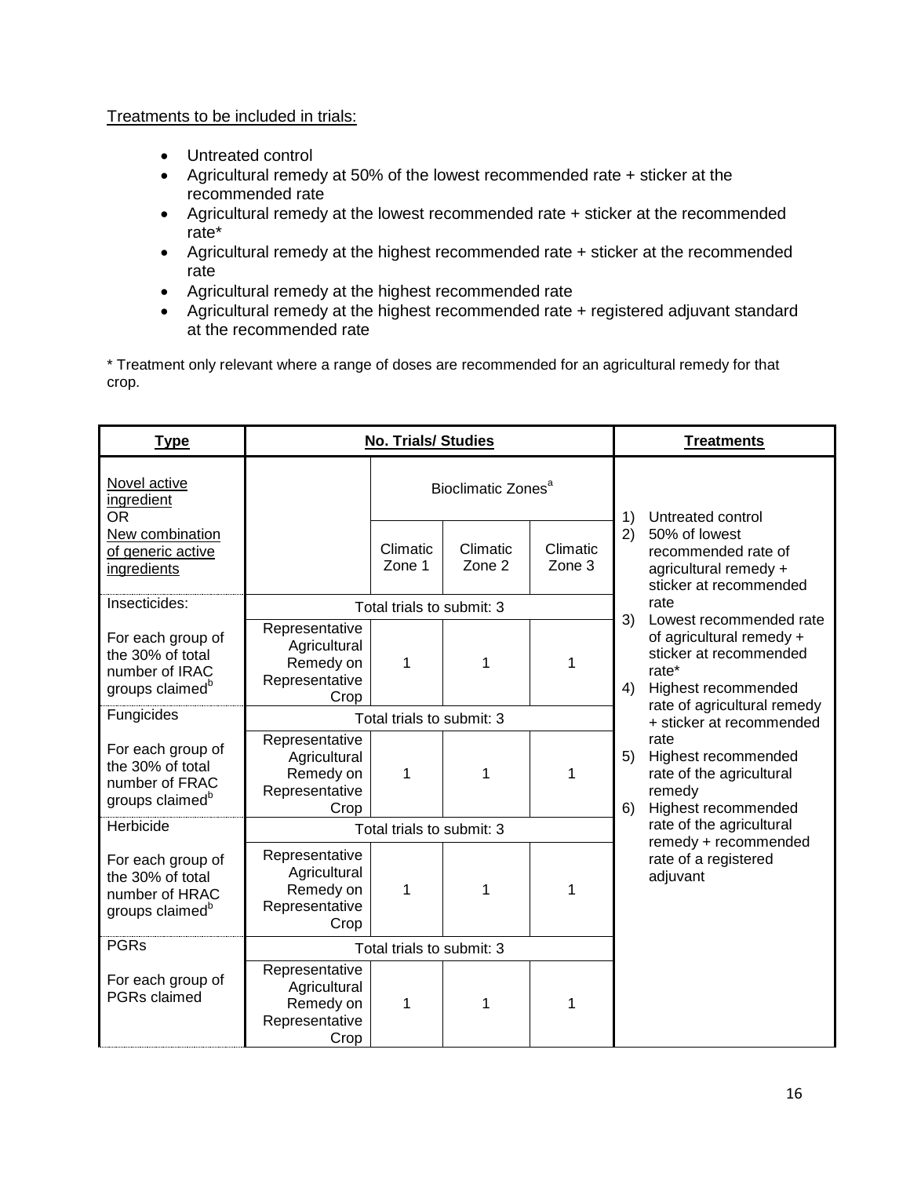Treatments to be included in trials:

- Untreated control
- Agricultural remedy at 50% of the lowest recommended rate + sticker at the recommended rate
- Agricultural remedy at the lowest recommended rate + sticker at the recommended rate*
- Agricultural remedy at the highest recommended rate + sticker at the recommended rate
- Agricultural remedy at the highest recommended rate
- Agricultural remedy at the highest recommended rate + registered adjuvant standard at the recommended rate

\* Treatment only relevant where a range of doses are recommended for an agricultural remedy for that crop.

| Type | No. Trials/ Studies | | | | Treatments |
|---|---|---|---|---|---|
| Novel active ingredient OR New combination of generic active ingredients | | Bioclimatic Zones[a] | | | 1) Untreated control<br>2) 50% of lowest recommended rate of agricultural remedy + sticker at recommended rate<br>3) Lowest recommended rate of agricultural remedy + sticker at recommended rate*<br>4) Highest recommended rate of agricultural remedy + sticker at recommended rate<br>5) Highest recommended rate of the agricultural remedy<br>6) Highest recommended rate of the agricultural remedy + recommended rate of a registered adjuvant |
| | | Climatic Zone 1 | Climatic Zone 2 | Climatic Zone 3 | |
| Insecticides: | Total trials to submit: 3 | | | | |
| For each group of the 30% of total number of IRAC groups claimed[b] | Representative Agricultural Remedy on Representative Crop | 1 | 1 | 1 | |
| Fungicides | Total trials to submit: 3 | | | | |
| For each group of the 30% of total number of FRAC groups claimed[b] | Representative Agricultural Remedy on Representative Crop | 1 | 1 | 1 | |
| Herbicide | Total trials to submit: 3 | | | | |
| For each group of the 30% of total number of HRAC groups claimed[b] | Representative Agricultural Remedy on Representative Crop | 1 | 1 | 1 | |
| PGRs | Total trials to submit: 3 | | | | |
| For each group of PGRs claimed | Representative Agricultural Remedy on Representative Crop | 1 | 1 | 1 | |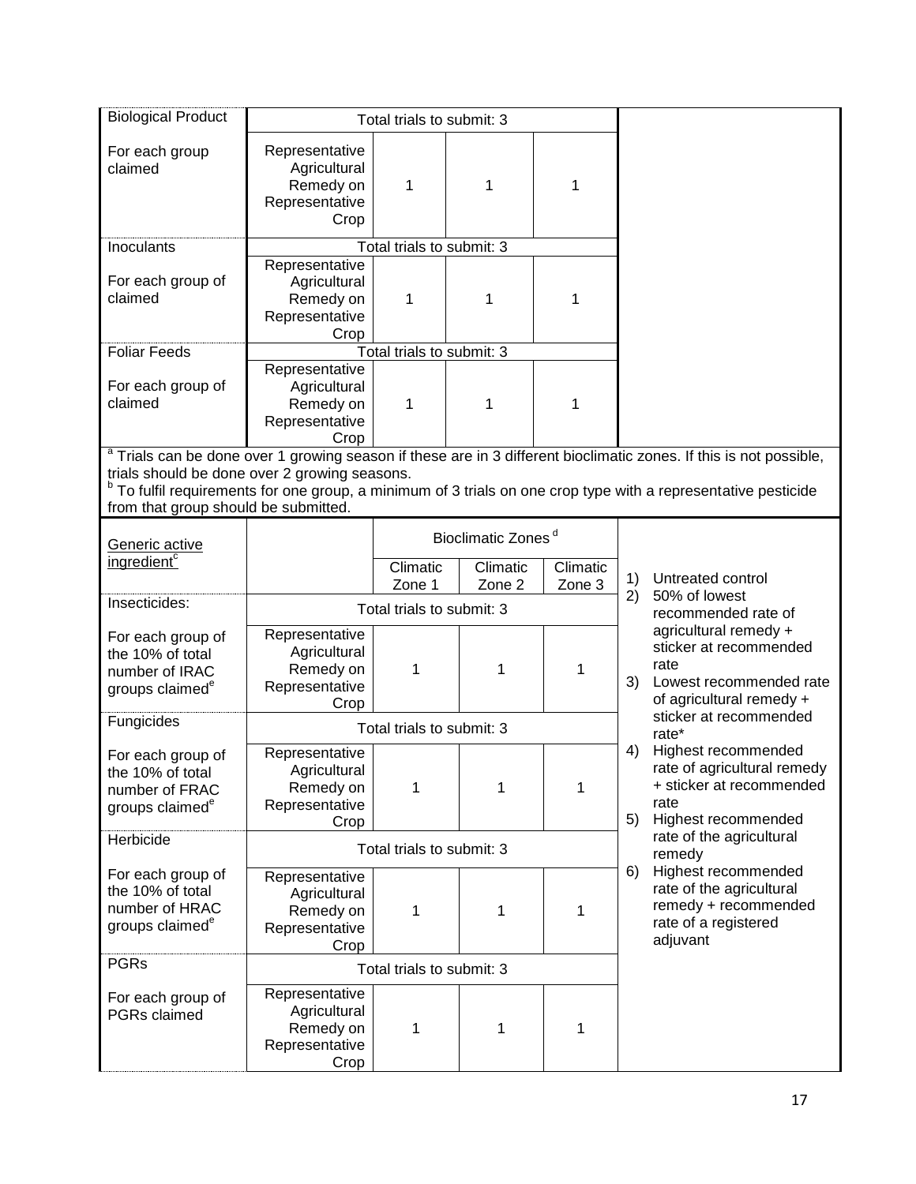| Biological Product | Total trials to submit: 3 | | | | |
|---|---|---|---|---|---|
| For each group claimed | Representative Agricultural Remedy on Representative Crop | 1 | 1 | 1 | |
| Inoculants | Total trials to submit: 3 | | | | |
| For each group of claimed | Representative Agricultural Remedy on Representative Crop | 1 | 1 | 1 | |
| Foliar Feeds | Total trials to submit: 3 | | | | |
| For each group of claimed | Representative Agricultural Remedy on Representative Crop | 1 | 1 | 1 | |

[a] Trials can be done over 1 growing season if these are in 3 different bioclimatic zones. If this is not possible, trials should be done over 2 growing seasons.
[b] To fulfil requirements for one group, a minimum of 3 trials on one crop type with a representative pesticide from that group should be submitted.

| Generic active ingredient[c] | | Bioclimatic Zones[d] | | | |
|---|---|---|---|---|---|
| | | Climatic Zone 1 | Climatic Zone 2 | Climatic Zone 3 | 1) Untreated control<br>2) 50% of lowest recommended rate of agricultural remedy + sticker at recommended rate<br>3) Lowest recommended rate of agricultural remedy + sticker at recommended rate*<br>4) Highest recommended rate of agricultural remedy + sticker at recommended rate<br>5) Highest recommended rate of the agricultural remedy<br>6) Highest recommended rate of the agricultural remedy + recommended rate of a registered adjuvant |
| Insecticides: | Total trials to submit: 3 | | | | |
| For each group of the 10% of total number of IRAC groups claimed[e] | Representative Agricultural Remedy on Representative Crop | 1 | 1 | 1 | |
| Fungicides | Total trials to submit: 3 | | | | |
| For each group of the 10% of total number of FRAC groups claimed[e] | Representative Agricultural Remedy on Representative Crop | 1 | 1 | 1 | |
| Herbicide | Total trials to submit: 3 | | | | |
| For each group of the 10% of total number of HRAC groups claimed[e] | Representative Agricultural Remedy on Representative Crop | 1 | 1 | 1 | |
| PGRs | Total trials to submit: 3 | | | | |
| For each group of PGRs claimed | Representative Agricultural Remedy on Representative Crop | 1 | 1 | 1 | |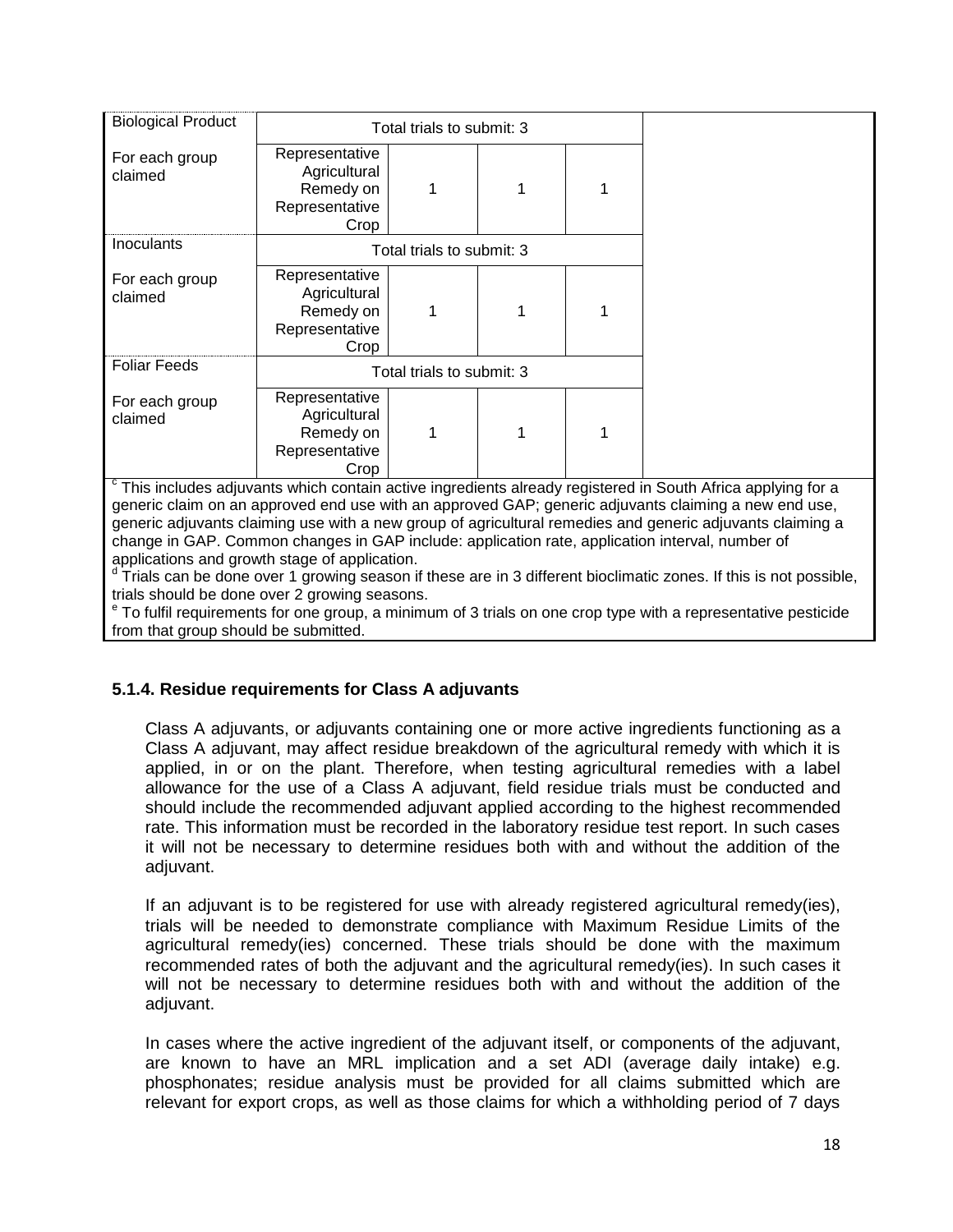| | | | | | |
|---|---|---|---|---|---|
| Biological Product | Total trials to submit: 3 | | | | |
| For each group claimed | Representative Agricultural Remedy on Representative Crop | 1 | 1 | 1 | |
| Inoculants | Total trials to submit: 3 | | | | |
| For each group claimed | Representative Agricultural Remedy on Representative Crop | 1 | 1 | 1 | |
| Foliar Feeds | Total trials to submit: 3 | | | | |
| For each group claimed | Representative Agricultural Remedy on Representative Crop | 1 | 1 | 1 | |

[c] This includes adjuvants which contain active ingredients already registered in South Africa applying for a generic claim on an approved end use with an approved GAP; generic adjuvants claiming a new end use, generic adjuvants claiming use with a new group of agricultural remedies and generic adjuvants claiming a change in GAP. Common changes in GAP include: application rate, application interval, number of applications and growth stage of application.
[d] Trials can be done over 1 growing season if these are in 3 different bioclimatic zones. If this is not possible, trials should be done over 2 growing seasons.
[e] To fulfil requirements for one group, a minimum of 3 trials on one crop type with a representative pesticide from that group should be submitted.

### 5.1.4. Residue requirements for Class A adjuvants

Class A adjuvants, or adjuvants containing one or more active ingredients functioning as a Class A adjuvant, may affect residue breakdown of the agricultural remedy with which it is applied, in or on the plant. Therefore, when testing agricultural remedies with a label allowance for the use of a Class A adjuvant, field residue trials must be conducted and should include the recommended adjuvant applied according to the highest recommended rate. This information must be recorded in the laboratory residue test report. In such cases it will not be necessary to determine residues both with and without the addition of the adjuvant.

If an adjuvant is to be registered for use with already registered agricultural remedy(ies), trials will be needed to demonstrate compliance with Maximum Residue Limits of the agricultural remedy(ies) concerned. These trials should be done with the maximum recommended rates of both the adjuvant and the agricultural remedy(ies). In such cases it will not be necessary to determine residues both with and without the addition of the adjuvant.

In cases where the active ingredient of the adjuvant itself, or components of the adjuvant, are known to have an MRL implication and a set ADI (average daily intake) e.g. phosphonates; residue analysis must be provided for all claims submitted which are relevant for export crops, as well as those claims for which a withholding period of 7 days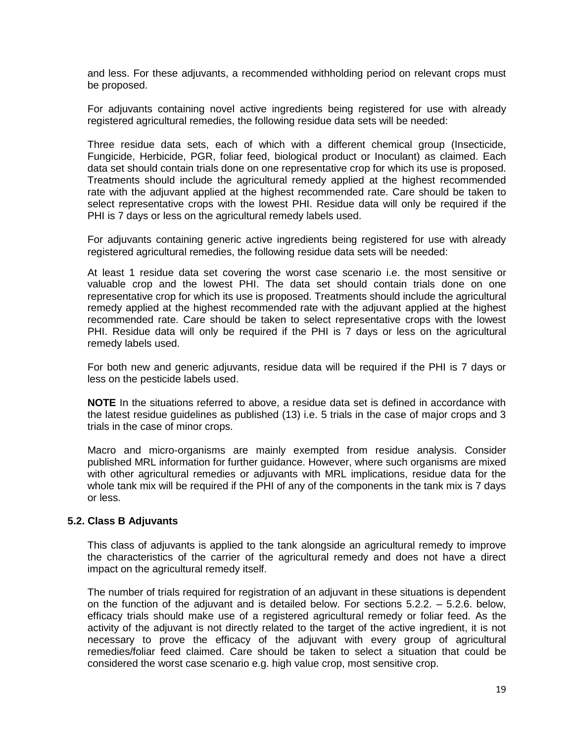and less. For these adjuvants, a recommended withholding period on relevant crops must be proposed.

For adjuvants containing novel active ingredients being registered for use with already registered agricultural remedies, the following residue data sets will be needed:

Three residue data sets, each of which with a different chemical group (Insecticide, Fungicide, Herbicide, PGR, foliar feed, biological product or Inoculant) as claimed. Each data set should contain trials done on one representative crop for which its use is proposed. Treatments should include the agricultural remedy applied at the highest recommended rate with the adjuvant applied at the highest recommended rate. Care should be taken to select representative crops with the lowest PHI. Residue data will only be required if the PHI is 7 days or less on the agricultural remedy labels used.

For adjuvants containing generic active ingredients being registered for use with already registered agricultural remedies, the following residue data sets will be needed:

At least 1 residue data set covering the worst case scenario i.e. the most sensitive or valuable crop and the lowest PHI. The data set should contain trials done on one representative crop for which its use is proposed. Treatments should include the agricultural remedy applied at the highest recommended rate with the adjuvant applied at the highest recommended rate. Care should be taken to select representative crops with the lowest PHI. Residue data will only be required if the PHI is 7 days or less on the agricultural remedy labels used.

For both new and generic adjuvants, residue data will be required if the PHI is 7 days or less on the pesticide labels used.

**NOTE** In the situations referred to above, a residue data set is defined in accordance with the latest residue guidelines as published (13) i.e. 5 trials in the case of major crops and 3 trials in the case of minor crops.

Macro and micro-organisms are mainly exempted from residue analysis. Consider published MRL information for further guidance. However, where such organisms are mixed with other agricultural remedies or adjuvants with MRL implications, residue data for the whole tank mix will be required if the PHI of any of the components in the tank mix is 7 days or less.

### 5.2. Class B Adjuvants

This class of adjuvants is applied to the tank alongside an agricultural remedy to improve the characteristics of the carrier of the agricultural remedy and does not have a direct impact on the agricultural remedy itself.

The number of trials required for registration of an adjuvant in these situations is dependent on the function of the adjuvant and is detailed below. For sections 5.2.2. – 5.2.6. below, efficacy trials should make use of a registered agricultural remedy or foliar feed. As the activity of the adjuvant is not directly related to the target of the active ingredient, it is not necessary to prove the efficacy of the adjuvant with every group of agricultural remedies/foliar feed claimed. Care should be taken to select a situation that could be considered the worst case scenario e.g. high value crop, most sensitive crop.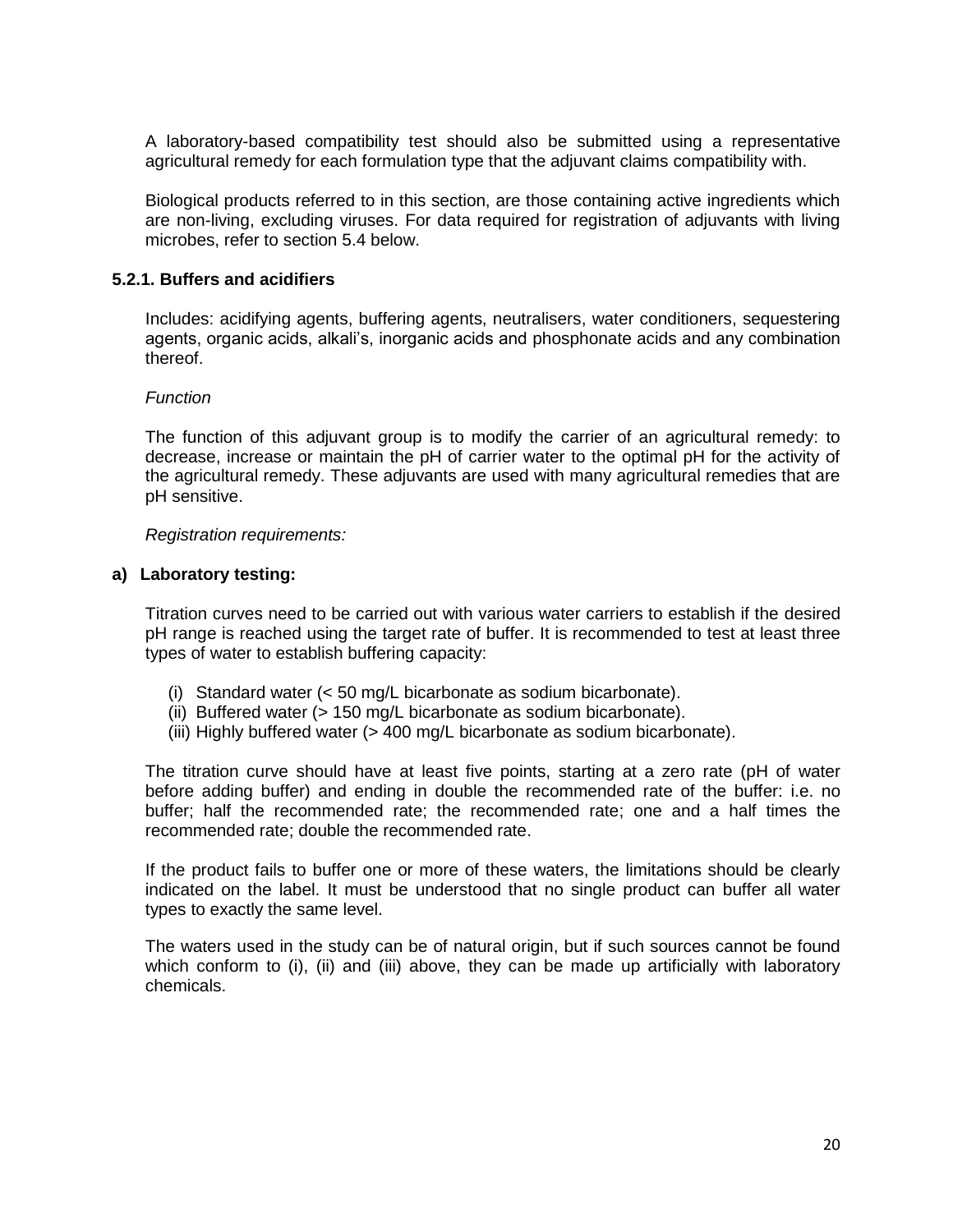A laboratory-based compatibility test should also be submitted using a representative agricultural remedy for each formulation type that the adjuvant claims compatibility with.

Biological products referred to in this section, are those containing active ingredients which are non-living, excluding viruses. For data required for registration of adjuvants with living microbes, refer to section 5.4 below.

### 5.2.1. Buffers and acidifiers

Includes: acidifying agents, buffering agents, neutralisers, water conditioners, sequestering agents, organic acids, alkali's, inorganic acids and phosphonate acids and any combination thereof.

*Function*

The function of this adjuvant group is to modify the carrier of an agricultural remedy: to decrease, increase or maintain the pH of carrier water to the optimal pH for the activity of the agricultural remedy. These adjuvants are used with many agricultural remedies that are pH sensitive.

*Registration requirements:*

**a) Laboratory testing:**

Titration curves need to be carried out with various water carriers to establish if the desired pH range is reached using the target rate of buffer. It is recommended to test at least three types of water to establish buffering capacity:

(i) Standard water (< 50 mg/L bicarbonate as sodium bicarbonate).
(ii) Buffered water (> 150 mg/L bicarbonate as sodium bicarbonate).
(iii) Highly buffered water (> 400 mg/L bicarbonate as sodium bicarbonate).

The titration curve should have at least five points, starting at a zero rate (pH of water before adding buffer) and ending in double the recommended rate of the buffer: i.e. no buffer; half the recommended rate; the recommended rate; one and a half times the recommended rate; double the recommended rate.

If the product fails to buffer one or more of these waters, the limitations should be clearly indicated on the label. It must be understood that no single product can buffer all water types to exactly the same level.

The waters used in the study can be of natural origin, but if such sources cannot be found which conform to (i), (ii) and (iii) above, they can be made up artificially with laboratory chemicals.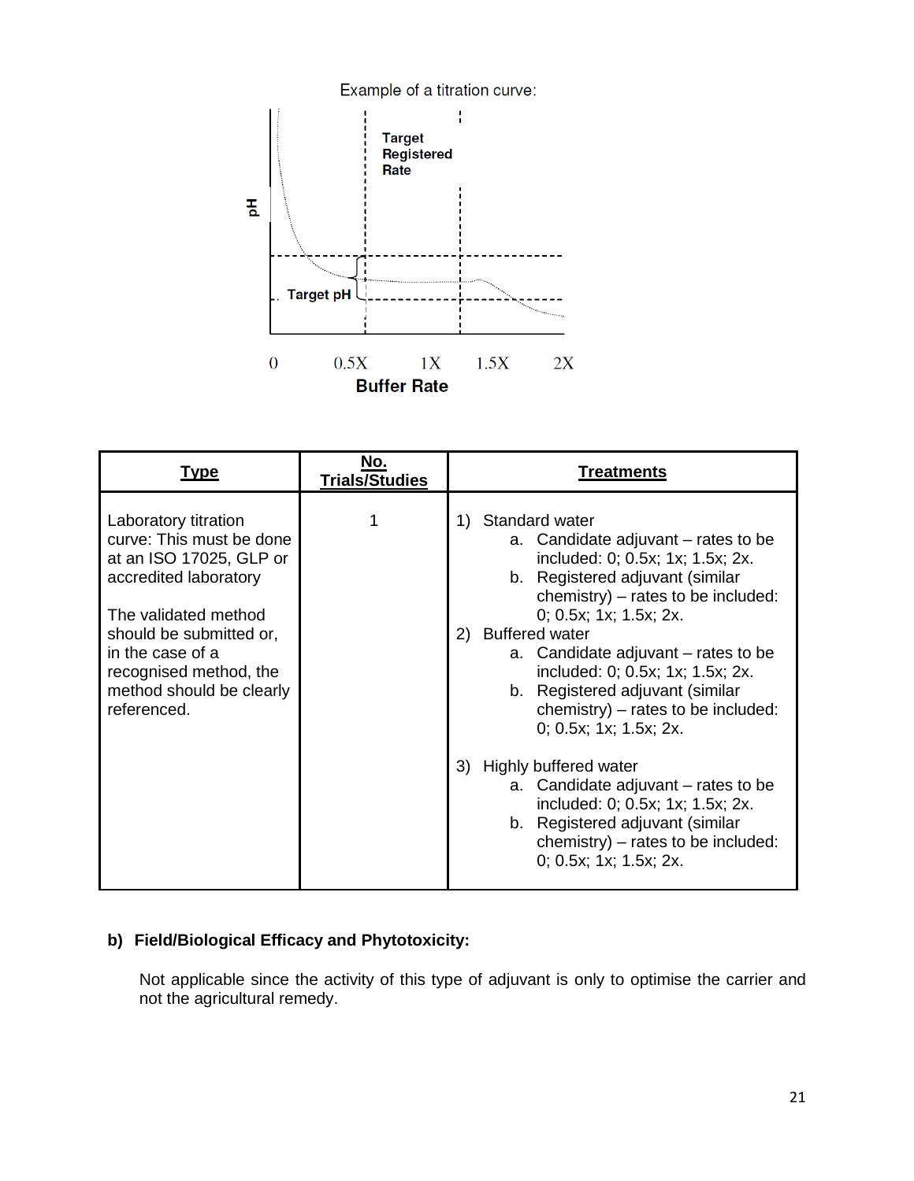Example of a titration curve:

Target Registered Rate

pH

Target pH

0 0.5X 1X 1.5X 2X

**Buffer Rate**

| **Type** | **No. Trials/Studies** | **Treatments** |
|---|---|---|
| Laboratory titration curve: This must be done at an ISO 17025, GLP or accredited laboratory<br><br>The validated method should be submitted or, in the case of a recognised method, the method should be clearly referenced. | 1 | 1) Standard water<br>a. Candidate adjuvant – rates to be included: 0; 0.5x; 1x; 1.5x; 2x.<br>b. Registered adjuvant (similar chemistry) – rates to be included: 0; 0.5x; 1x; 1.5x; 2x.<br>2) Buffered water<br>a. Candidate adjuvant – rates to be included: 0; 0.5x; 1x; 1.5x; 2x.<br>b. Registered adjuvant (similar chemistry) – rates to be included: 0; 0.5x; 1x; 1.5x; 2x.<br>3) Highly buffered water<br>a. Candidate adjuvant – rates to be included: 0; 0.5x; 1x; 1.5x; 2x.<br>b. Registered adjuvant (similar chemistry) – rates to be included: 0; 0.5x; 1x; 1.5x; 2x. |

**b) Field/Biological Efficacy and Phytotoxicity:**

Not applicable since the activity of this type of adjuvant is only to optimise the carrier and not the agricultural remedy.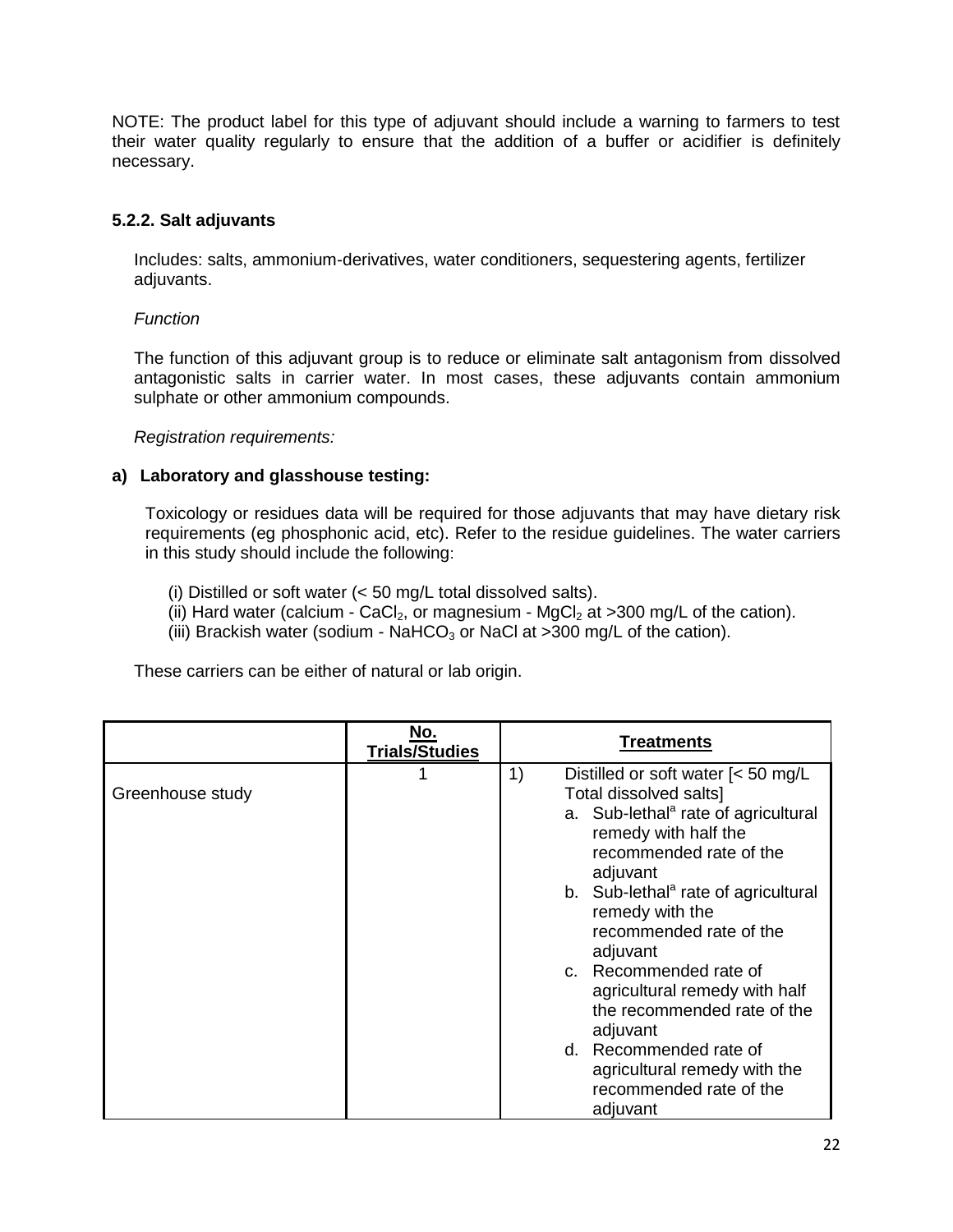NOTE: The product label for this type of adjuvant should include a warning to farmers to test their water quality regularly to ensure that the addition of a buffer or acidifier is definitely necessary.

### 5.2.2. Salt adjuvants

Includes: salts, ammonium-derivatives, water conditioners, sequestering agents, fertilizer adjuvants.

*Function*

The function of this adjuvant group is to reduce or eliminate salt antagonism from dissolved antagonistic salts in carrier water. In most cases, these adjuvants contain ammonium sulphate or other ammonium compounds.

*Registration requirements:*

**a) Laboratory and glasshouse testing:**

Toxicology or residues data will be required for those adjuvants that may have dietary risk requirements (eg phosphonic acid, etc). Refer to the residue guidelines. The water carriers in this study should include the following:

(i) Distilled or soft water (< 50 mg/L total dissolved salts).
(ii) Hard water (calcium - $CaCl_2$, or magnesium - $MgCl_2$ at >300 mg/L of the cation).
(iii) Brackish water (sodium - $NaHCO_3$ or NaCl at >300 mg/L of the cation).

These carriers can be either of natural or lab origin.

| | No. Trials/Studies | Treatments |
|---|---|---|
| Greenhouse study | 1 | 1) Distilled or soft water [< 50 mg/L Total dissolved salts]<br>a. Sub-lethal[a] rate of agricultural remedy with half the recommended rate of the adjuvant<br>b. Sub-lethal[a] rate of agricultural remedy with the recommended rate of the adjuvant<br>c. Recommended rate of agricultural remedy with half the recommended rate of the adjuvant<br>d. Recommended rate of agricultural remedy with the recommended rate of the adjuvant |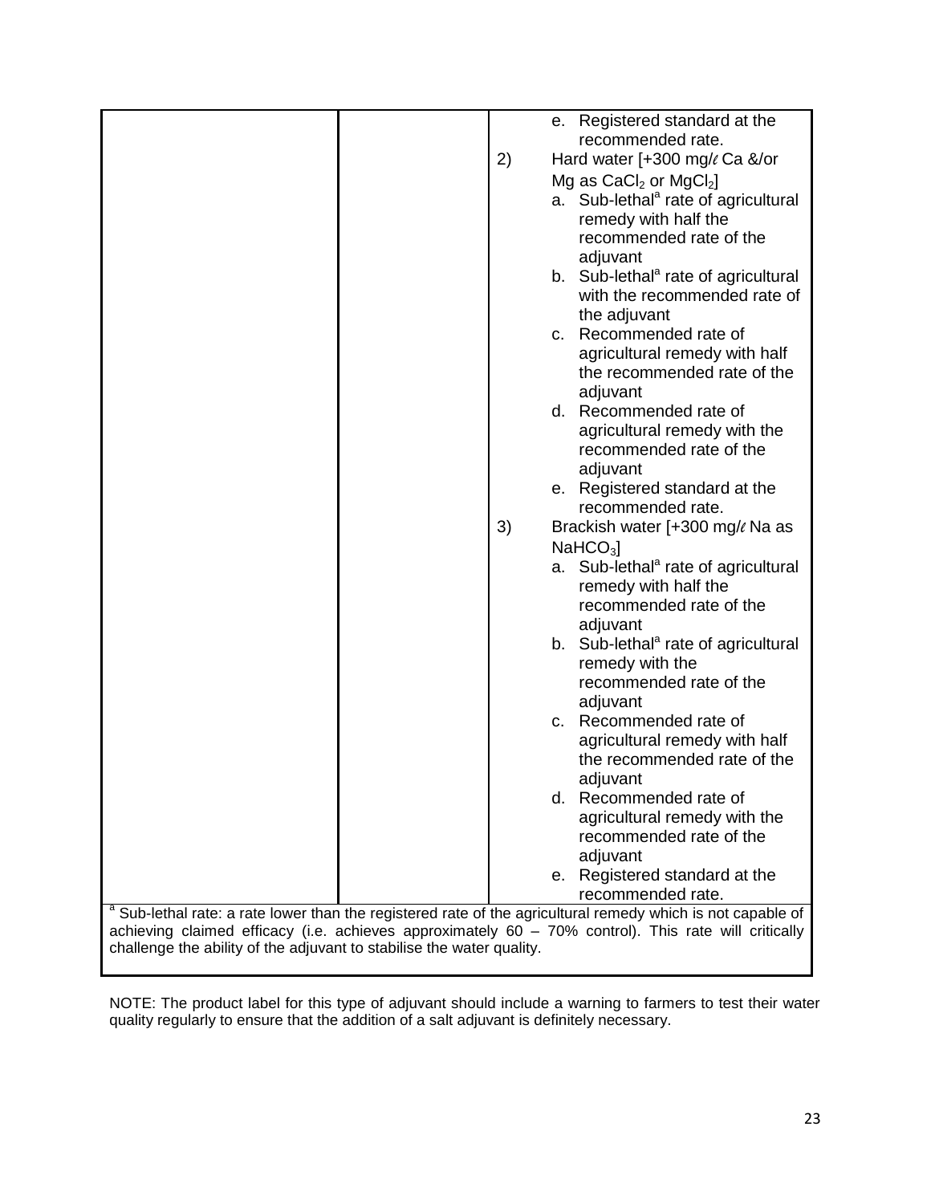| | | |
|---|---|---|
| | | e. Registered standard at the recommended rate.<br>2) Hard water [+300 mg/ℓ Ca &/or Mg as $CaCl_2$ or $MgCl_2$]<br>a. Sub-lethal[a] rate of agricultural remedy with half the recommended rate of the adjuvant<br>b. Sub-lethal[a] rate of agricultural with the recommended rate of the adjuvant<br>c. Recommended rate of agricultural remedy with half the recommended rate of the adjuvant<br>d. Recommended rate of agricultural remedy with the recommended rate of the adjuvant<br>e. Registered standard at the recommended rate.<br>3) Brackish water [+300 mg/ℓ Na as $NaHCO_3$]<br>a. Sub-lethal[a] rate of agricultural remedy with half the recommended rate of the adjuvant<br>b. Sub-lethal[a] rate of agricultural remedy with the recommended rate of the adjuvant<br>c. Recommended rate of agricultural remedy with half the recommended rate of the adjuvant<br>d. Recommended rate of agricultural remedy with the recommended rate of the adjuvant<br>e. Registered standard at the recommended rate. |

[a] Sub-lethal rate: a rate lower than the registered rate of the agricultural remedy which is not capable of achieving claimed efficacy (i.e. achieves approximately 60 – 70% control). This rate will critically challenge the ability of the adjuvant to stabilise the water quality.

NOTE: The product label for this type of adjuvant should include a warning to farmers to test their water quality regularly to ensure that the addition of a salt adjuvant is definitely necessary.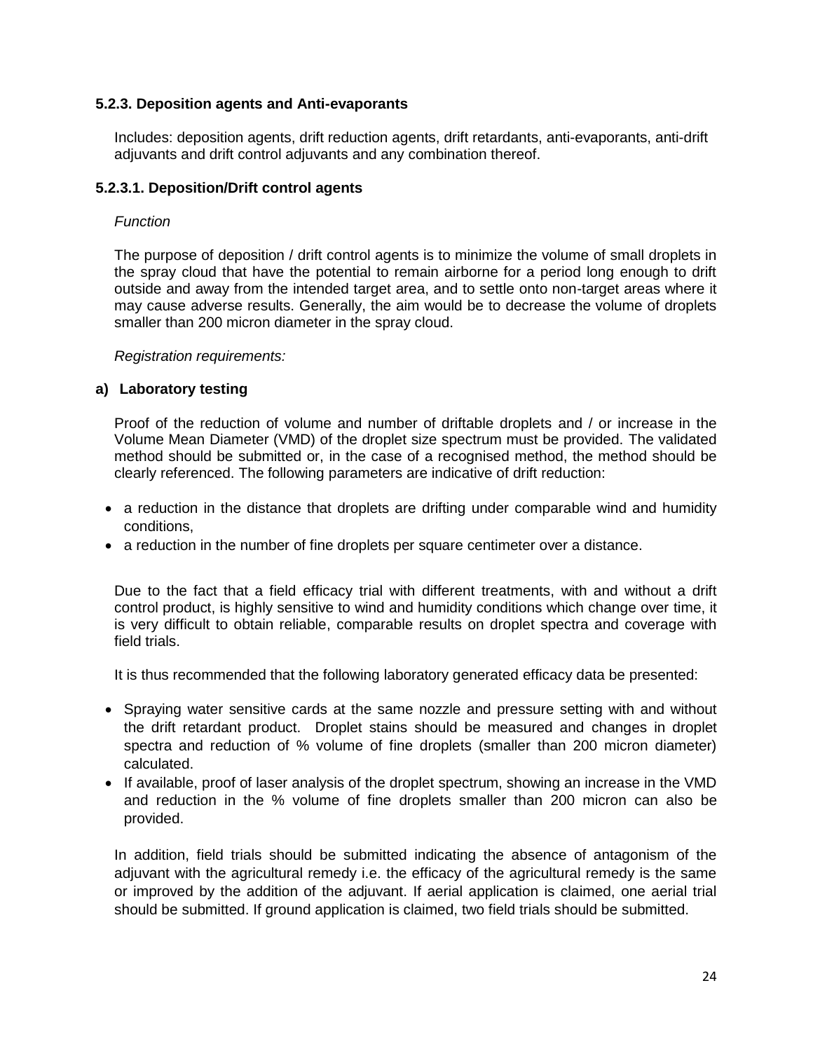### 5.2.3. Deposition agents and Anti-evaporants

Includes: deposition agents, drift reduction agents, drift retardants, anti-evaporants, anti-drift adjuvants and drift control adjuvants and any combination thereof.

### 5.2.3.1. Deposition/Drift control agents

*Function*

The purpose of deposition / drift control agents is to minimize the volume of small droplets in the spray cloud that have the potential to remain airborne for a period long enough to drift outside and away from the intended target area, and to settle onto non-target areas where it may cause adverse results. Generally, the aim would be to decrease the volume of droplets smaller than 200 micron diameter in the spray cloud.

*Registration requirements:*

**a) Laboratory testing**

Proof of the reduction of volume and number of driftable droplets and / or increase in the Volume Mean Diameter (VMD) of the droplet size spectrum must be provided. The validated method should be submitted or, in the case of a recognised method, the method should be clearly referenced. The following parameters are indicative of drift reduction:

- a reduction in the distance that droplets are drifting under comparable wind and humidity conditions,
- a reduction in the number of fine droplets per square centimeter over a distance.

Due to the fact that a field efficacy trial with different treatments, with and without a drift control product, is highly sensitive to wind and humidity conditions which change over time, it is very difficult to obtain reliable, comparable results on droplet spectra and coverage with field trials.

It is thus recommended that the following laboratory generated efficacy data be presented:

- Spraying water sensitive cards at the same nozzle and pressure setting with and without the drift retardant product. Droplet stains should be measured and changes in droplet spectra and reduction of % volume of fine droplets (smaller than 200 micron diameter) calculated.
- If available, proof of laser analysis of the droplet spectrum, showing an increase in the VMD and reduction in the % volume of fine droplets smaller than 200 micron can also be provided.

In addition, field trials should be submitted indicating the absence of antagonism of the adjuvant with the agricultural remedy i.e. the efficacy of the agricultural remedy is the same or improved by the addition of the adjuvant. If aerial application is claimed, one aerial trial should be submitted. If ground application is claimed, two field trials should be submitted.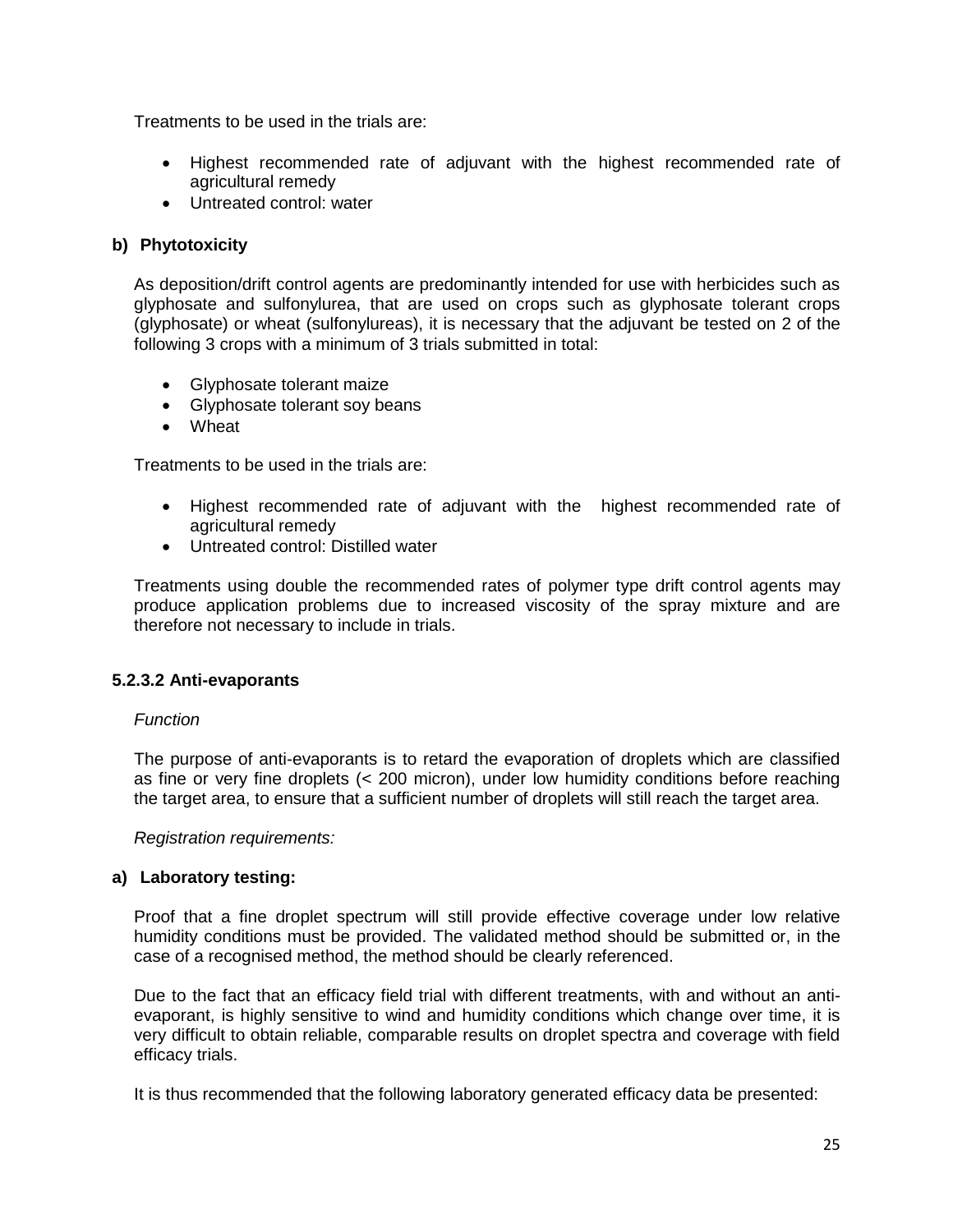Treatments to be used in the trials are:

- Highest recommended rate of adjuvant with the highest recommended rate of agricultural remedy
- Untreated control: water

**b) Phytotoxicity**

As deposition/drift control agents are predominantly intended for use with herbicides such as glyphosate and sulfonylurea, that are used on crops such as glyphosate tolerant crops (glyphosate) or wheat (sulfonylureas), it is necessary that the adjuvant be tested on 2 of the following 3 crops with a minimum of 3 trials submitted in total:

- Glyphosate tolerant maize
- Glyphosate tolerant soy beans
- Wheat

Treatments to be used in the trials are:

- Highest recommended rate of adjuvant with the highest recommended rate of agricultural remedy
- Untreated control: Distilled water

Treatments using double the recommended rates of polymer type drift control agents may produce application problems due to increased viscosity of the spray mixture and are therefore not necessary to include in trials.

#### 5.2.3.2 Anti-evaporants

*Function*

The purpose of anti-evaporants is to retard the evaporation of droplets which are classified as fine or very fine droplets (< 200 micron), under low humidity conditions before reaching the target area, to ensure that a sufficient number of droplets will still reach the target area.

*Registration requirements:*

**a) Laboratory testing:**

Proof that a fine droplet spectrum will still provide effective coverage under low relative humidity conditions must be provided. The validated method should be submitted or, in the case of a recognised method, the method should be clearly referenced.

Due to the fact that an efficacy field trial with different treatments, with and without an anti-evaporant, is highly sensitive to wind and humidity conditions which change over time, it is very difficult to obtain reliable, comparable results on droplet spectra and coverage with field efficacy trials.

It is thus recommended that the following laboratory generated efficacy data be presented: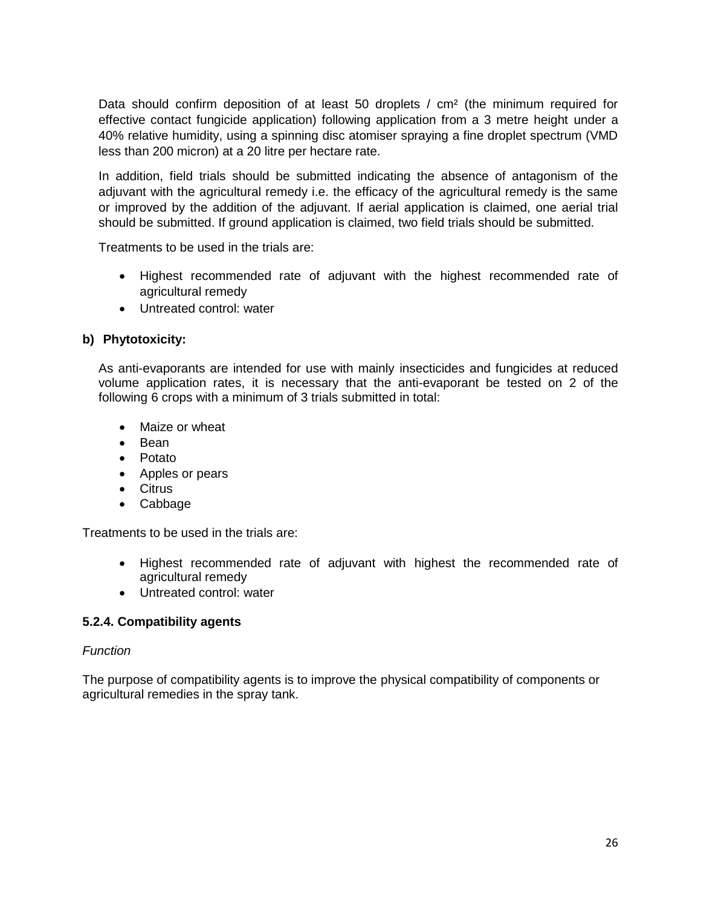Data should confirm deposition of at least 50 droplets / cm² (the minimum required for effective contact fungicide application) following application from a 3 metre height under a 40% relative humidity, using a spinning disc atomiser spraying a fine droplet spectrum (VMD less than 200 micron) at a 20 litre per hectare rate.

In addition, field trials should be submitted indicating the absence of antagonism of the adjuvant with the agricultural remedy i.e. the efficacy of the agricultural remedy is the same or improved by the addition of the adjuvant. If aerial application is claimed, one aerial trial should be submitted. If ground application is claimed, two field trials should be submitted.

Treatments to be used in the trials are:

- Highest recommended rate of adjuvant with the highest recommended rate of agricultural remedy
- Untreated control: water

**b) Phytotoxicity:**

As anti-evaporants are intended for use with mainly insecticides and fungicides at reduced volume application rates, it is necessary that the anti-evaporant be tested on 2 of the following 6 crops with a minimum of 3 trials submitted in total:

- Maize or wheat
- Bean
- Potato
- Apples or pears
- Citrus
- Cabbage

Treatments to be used in the trials are:

- Highest recommended rate of adjuvant with highest the recommended rate of agricultural remedy
- Untreated control: water

### 5.2.4. Compatibility agents

*Function*

The purpose of compatibility agents is to improve the physical compatibility of components or agricultural remedies in the spray tank.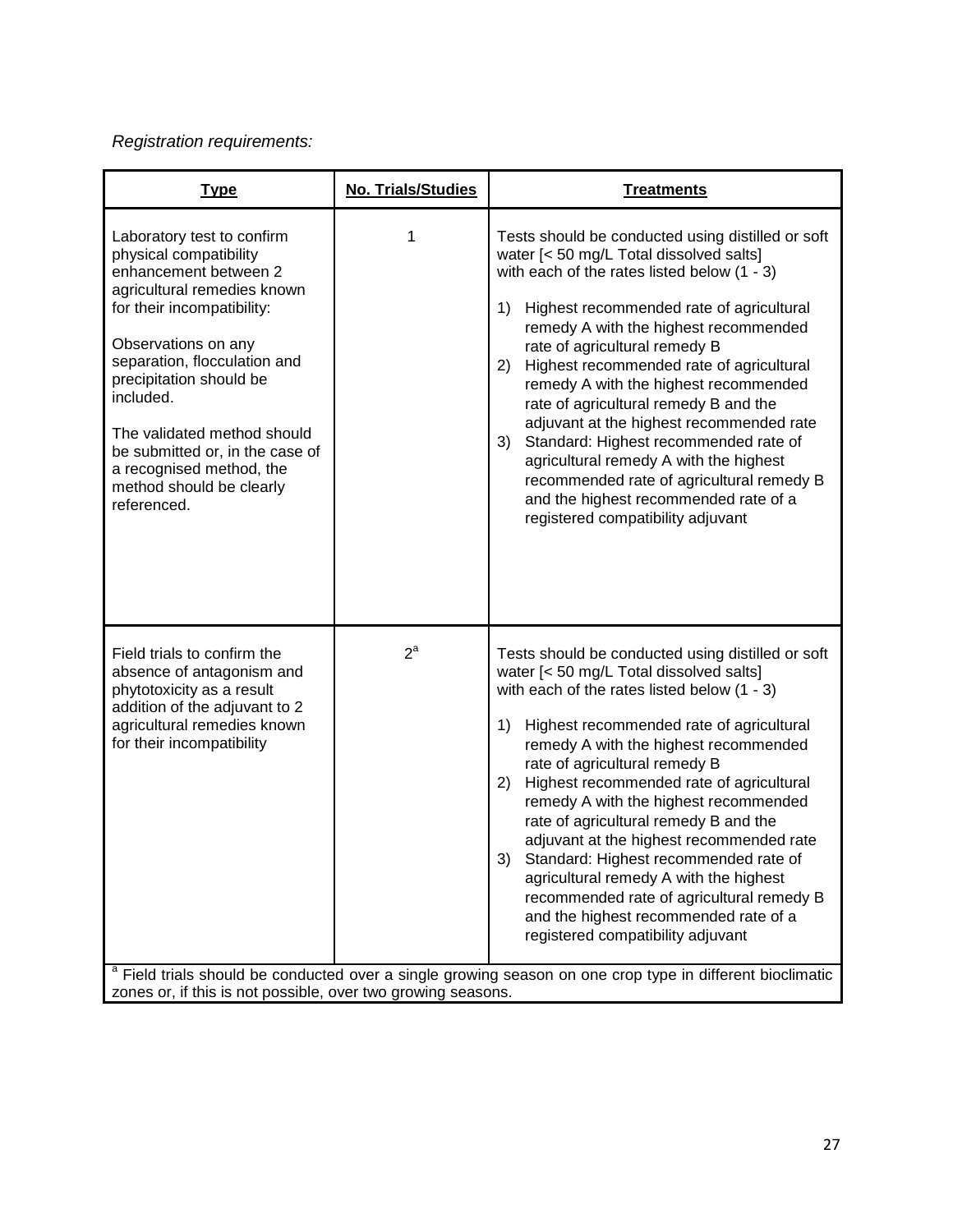*Registration requirements:*

| **Type** | **No. Trials/Studies** | **Treatments** |
|---|---|---|
| Laboratory test to confirm physical compatibility enhancement between 2 agricultural remedies known for their incompatibility:<br><br>Observations on any separation, flocculation and precipitation should be included.<br><br>The validated method should be submitted or, in the case of a recognised method, the method should be clearly referenced. | 1 | Tests should be conducted using distilled or soft water [< 50 mg/L Total dissolved salts] with each of the rates listed below (1 - 3)<br><br>1) Highest recommended rate of agricultural remedy A with the highest recommended rate of agricultural remedy B<br>2) Highest recommended rate of agricultural remedy A with the highest recommended rate of agricultural remedy B and the adjuvant at the highest recommended rate<br>3) Standard: Highest recommended rate of agricultural remedy A with the highest recommended rate of agricultural remedy B and the highest recommended rate of a registered compatibility adjuvant |
| Field trials to confirm the absence of antagonism and phytotoxicity as a result addition of the adjuvant to 2 agricultural remedies known for their incompatibility | 2[a] | Tests should be conducted using distilled or soft water [< 50 mg/L Total dissolved salts] with each of the rates listed below (1 - 3)<br><br>1) Highest recommended rate of agricultural remedy A with the highest recommended rate of agricultural remedy B<br>2) Highest recommended rate of agricultural remedy A with the highest recommended rate of agricultural remedy B and the adjuvant at the highest recommended rate<br>3) Standard: Highest recommended rate of agricultural remedy A with the highest recommended rate of agricultural remedy B and the highest recommended rate of a registered compatibility adjuvant |

[a] Field trials should be conducted over a single growing season on one crop type in different bioclimatic zones or, if this is not possible, over two growing seasons.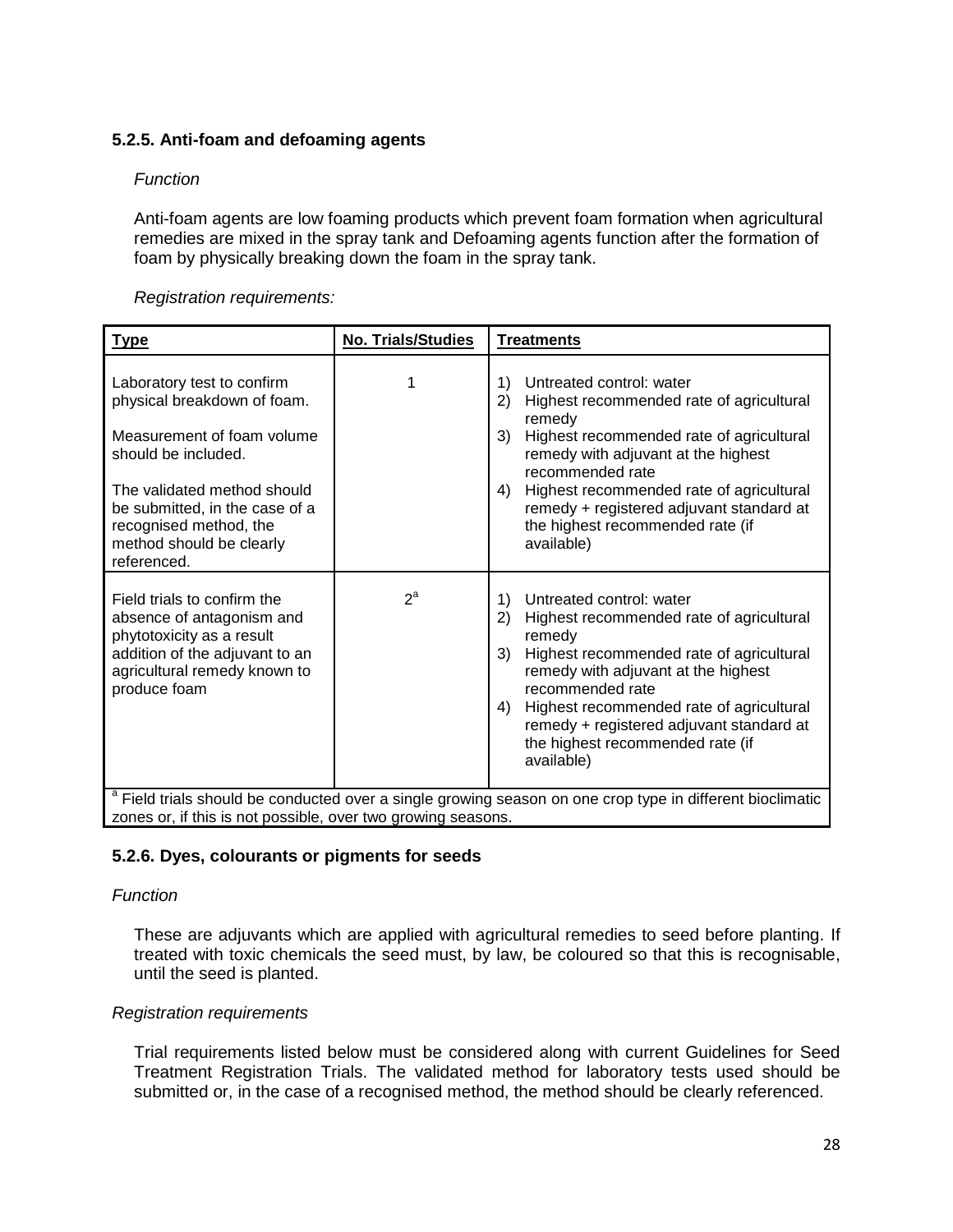### 5.2.5. Anti-foam and defoaming agents

*Function*

Anti-foam agents are low foaming products which prevent foam formation when agricultural remedies are mixed in the spray tank and Defoaming agents function after the formation of foam by physically breaking down the foam in the spray tank.

*Registration requirements:*

| Type | No. Trials/Studies | Treatments |
|---|---|---|
| Laboratory test to confirm physical breakdown of foam.<br><br>Measurement of foam volume should be included.<br><br>The validated method should be submitted, in the case of a recognised method, the method should be clearly referenced. | 1 | 1) Untreated control: water<br>2) Highest recommended rate of agricultural remedy<br>3) Highest recommended rate of agricultural remedy with adjuvant at the highest recommended rate<br>4) Highest recommended rate of agricultural remedy + registered adjuvant standard at the highest recommended rate (if available) |
| Field trials to confirm the absence of antagonism and phytotoxicity as a result addition of the adjuvant to an agricultural remedy known to produce foam | 2[a] | 1) Untreated control: water<br>2) Highest recommended rate of agricultural remedy<br>3) Highest recommended rate of agricultural remedy with adjuvant at the highest recommended rate<br>4) Highest recommended rate of agricultural remedy + registered adjuvant standard at the highest recommended rate (if available) |

[a] Field trials should be conducted over a single growing season on one crop type in different bioclimatic zones or, if this is not possible, over two growing seasons.

### 5.2.6. Dyes, colourants or pigments for seeds

*Function*

These are adjuvants which are applied with agricultural remedies to seed before planting. If treated with toxic chemicals the seed must, by law, be coloured so that this is recognisable, until the seed is planted.

*Registration requirements*

Trial requirements listed below must be considered along with current Guidelines for Seed Treatment Registration Trials. The validated method for laboratory tests used should be submitted or, in the case of a recognised method, the method should be clearly referenced.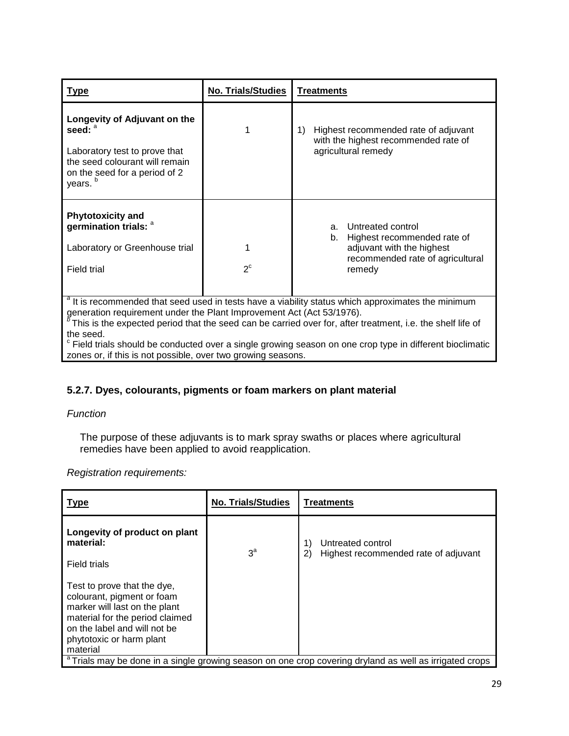| Type | No. Trials/Studies | Treatments |
|---|---|---|
| **Longevity of Adjuvant on the seed:** [a] <br><br> Laboratory test to prove that the seed colourant will remain on the seed for a period of 2 years. [b] | 1 | 1) Highest recommended rate of adjuvant with the highest recommended rate of agricultural remedy |
| **Phytotoxicity and germination trials:** [a] <br><br> Laboratory or Greenhouse trial <br><br> Field trial | <br><br><br> 1 <br><br> 2[c] | a. Untreated control <br> b. Highest recommended rate of adjuvant with the highest recommended rate of agricultural remedy |

[a] It is recommended that seed used in tests have a viability status which approximates the minimum generation requirement under the Plant Improvement Act (Act 53/1976).
[b] This is the expected period that the seed can be carried over for, after treatment, i.e. the shelf life of the seed.
[c] Field trials should be conducted over a single growing season on one crop type in different bioclimatic zones or, if this is not possible, over two growing seasons.

### 5.2.7. Dyes, colourants, pigments or foam markers on plant material

*Function*

The purpose of these adjuvants is to mark spray swaths or places where agricultural remedies have been applied to avoid reapplication.

*Registration requirements:*

| Type | No. Trials/Studies | Treatments |
|---|---|---|
| **Longevity of product on plant material:** <br><br> Field trials <br><br> Test to prove that the dye, colourant, pigment or foam marker will last on the plant material for the period claimed on the label and will not be phytotoxic or harm plant material | 3[a] | 1) Untreated control <br> 2) Highest recommended rate of adjuvant |

[a] Trials may be done in a single growing season on one crop covering dryland as well as irrigated crops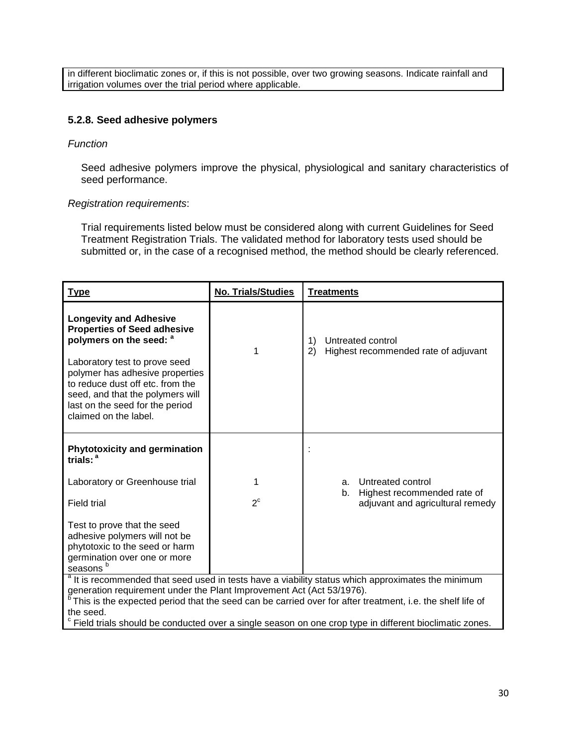in different bioclimatic zones or, if this is not possible, over two growing seasons. Indicate rainfall and irrigation volumes over the trial period where applicable.

### 5.2.8. Seed adhesive polymers

*Function*

Seed adhesive polymers improve the physical, physiological and sanitary characteristics of seed performance.

*Registration requirements*:

Trial requirements listed below must be considered along with current Guidelines for Seed Treatment Registration Trials. The validated method for laboratory tests used should be submitted or, in the case of a recognised method, the method should be clearly referenced.

| Type | No. Trials/Studies | Treatments |
|---|---|---|
| **Longevity and Adhesive Properties of Seed adhesive polymers on the seed:** [a]<br><br>Laboratory test to prove seed polymer has adhesive properties to reduce dust off etc. from the seed, and that the polymers will last on the seed for the period claimed on the label. | 1 | 1) Untreated control<br>2) Highest recommended rate of adjuvant |
| **Phytotoxicity and germination trials:** [a]<br><br>Laboratory or Greenhouse trial<br><br>Field trial<br><br>Test to prove that the seed adhesive polymers will not be phytotoxic to the seed or harm germination over one or more seasons [b] | <br><br>1<br><br>2[c] | :<br><br>a. Untreated control<br>b. Highest recommended rate of adjuvant and agricultural remedy |

[a] It is recommended that seed used in tests have a viability status which approximates the minimum generation requirement under the Plant Improvement Act (Act 53/1976).
[b] This is the expected period that the seed can be carried over for after treatment, i.e. the shelf life of the seed.
[c] Field trials should be conducted over a single season on one crop type in different bioclimatic zones.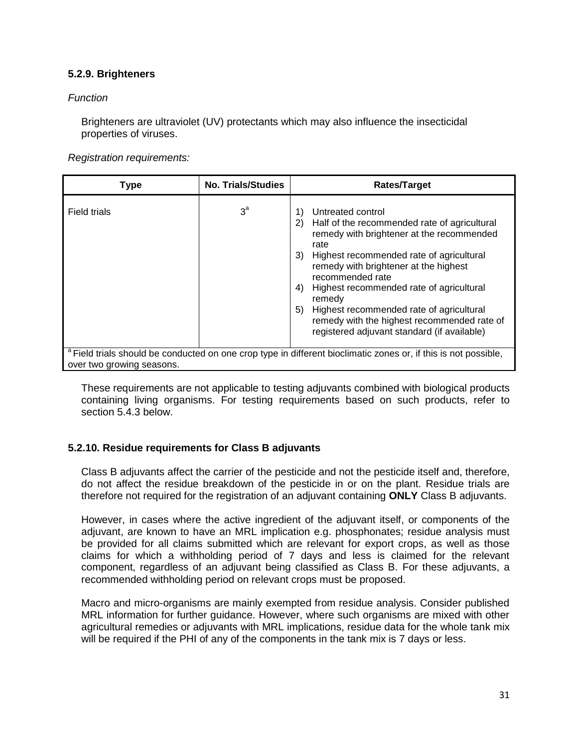### 5.2.9. Brighteners

*Function*

Brighteners are ultraviolet (UV) protectants which may also influence the insecticidal properties of viruses.

*Registration requirements:*

| Type | No. Trials/Studies | Rates/Target |
|---|---|---|
| Field trials | 3[a] | 1) Untreated control<br>2) Half of the recommended rate of agricultural remedy with brightener at the recommended rate<br>3) Highest recommended rate of agricultural remedy with brightener at the highest recommended rate<br>4) Highest recommended rate of agricultural remedy<br>5) Highest recommended rate of agricultural remedy with the highest recommended rate of registered adjuvant standard (if available) |
| [a] Field trials should be conducted on one crop type in different bioclimatic zones or, if this is not possible, over two growing seasons. | | |

These requirements are not applicable to testing adjuvants combined with biological products containing living organisms. For testing requirements based on such products, refer to section 5.4.3 below.

### 5.2.10. Residue requirements for Class B adjuvants

Class B adjuvants affect the carrier of the pesticide and not the pesticide itself and, therefore, do not affect the residue breakdown of the pesticide in or on the plant. Residue trials are therefore not required for the registration of an adjuvant containing **ONLY** Class B adjuvants.

However, in cases where the active ingredient of the adjuvant itself, or components of the adjuvant, are known to have an MRL implication e.g. phosphonates; residue analysis must be provided for all claims submitted which are relevant for export crops, as well as those claims for which a withholding period of 7 days and less is claimed for the relevant component, regardless of an adjuvant being classified as Class B. For these adjuvants, a recommended withholding period on relevant crops must be proposed.

Macro and micro-organisms are mainly exempted from residue analysis. Consider published MRL information for further guidance. However, where such organisms are mixed with other agricultural remedies or adjuvants with MRL implications, residue data for the whole tank mix will be required if the PHI of any of the components in the tank mix is 7 days or less.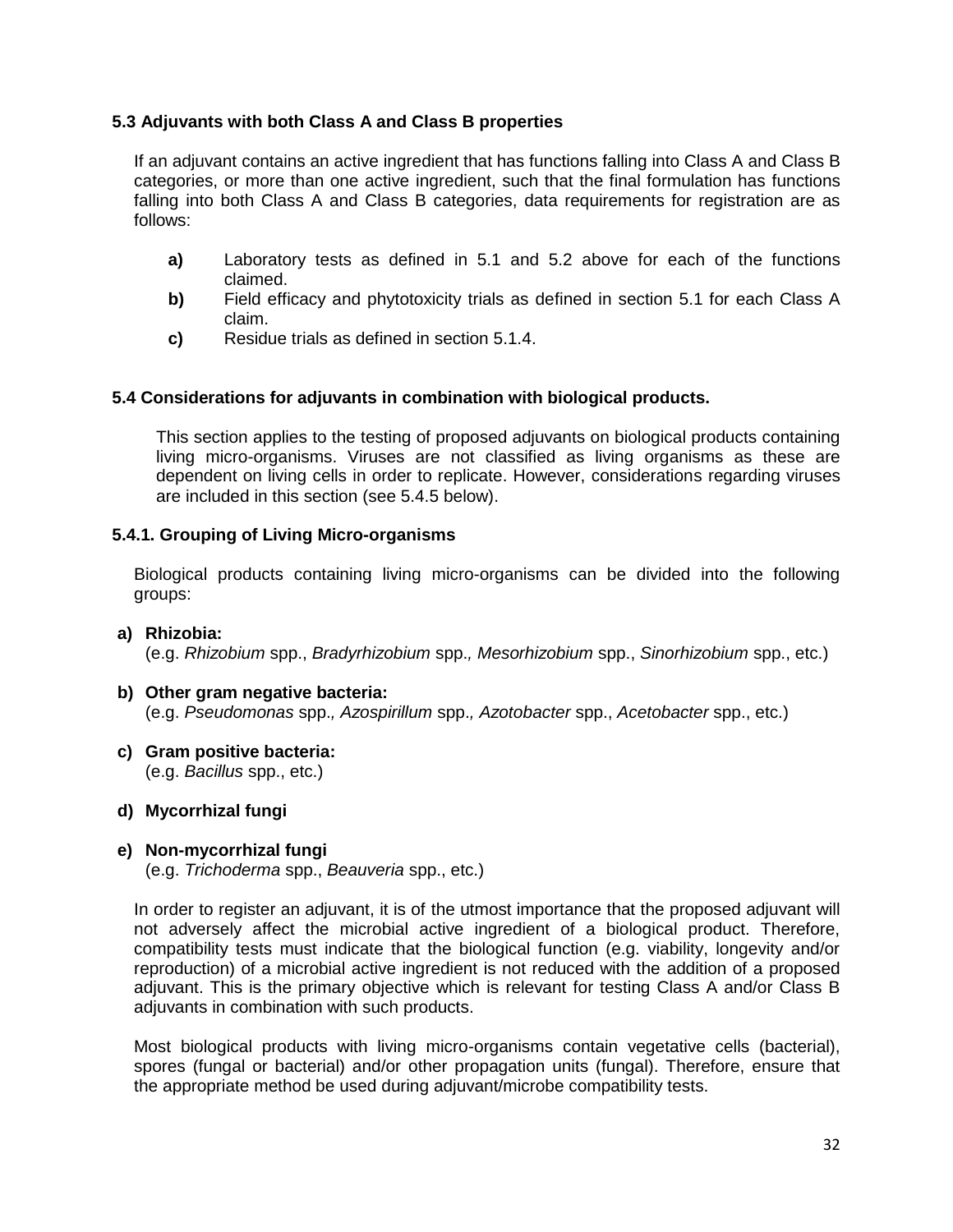### 5.3 Adjuvants with both Class A and Class B properties

If an adjuvant contains an active ingredient that has functions falling into Class A and Class B categories, or more than one active ingredient, such that the final formulation has functions falling into both Class A and Class B categories, data requirements for registration are as follows:

- **a)** Laboratory tests as defined in 5.1 and 5.2 above for each of the functions claimed.
- **b)** Field efficacy and phytotoxicity trials as defined in section 5.1 for each Class A claim.
- **c)** Residue trials as defined in section 5.1.4.

### 5.4 Considerations for adjuvants in combination with biological products.

This section applies to the testing of proposed adjuvants on biological products containing living micro-organisms. Viruses are not classified as living organisms as these are dependent on living cells in order to replicate. However, considerations regarding viruses are included in this section (see 5.4.5 below).

#### 5.4.1. Grouping of Living Micro-organisms

Biological products containing living micro-organisms can be divided into the following groups:

**a) Rhizobia:**
(e.g. *Rhizobium* spp., *Bradyrhizobium* spp*., Mesorhizobium* spp., *Sinorhizobium* spp., etc.)

**b) Other gram negative bacteria:**
(e.g. *Pseudomonas* spp*., Azospirillum* spp*., Azotobacter* spp., *Acetobacter* spp., etc.)

**c) Gram positive bacteria:**
(e.g. *Bacillus* spp., etc.)

**d) Mycorrhizal fungi**

**e) Non-mycorrhizal fungi**
(e.g. *Trichoderma* spp., *Beauveria* spp., etc.)

In order to register an adjuvant, it is of the utmost importance that the proposed adjuvant will not adversely affect the microbial active ingredient of a biological product. Therefore, compatibility tests must indicate that the biological function (e.g. viability, longevity and/or reproduction) of a microbial active ingredient is not reduced with the addition of a proposed adjuvant. This is the primary objective which is relevant for testing Class A and/or Class B adjuvants in combination with such products.

Most biological products with living micro-organisms contain vegetative cells (bacterial), spores (fungal or bacterial) and/or other propagation units (fungal). Therefore, ensure that the appropriate method be used during adjuvant/microbe compatibility tests.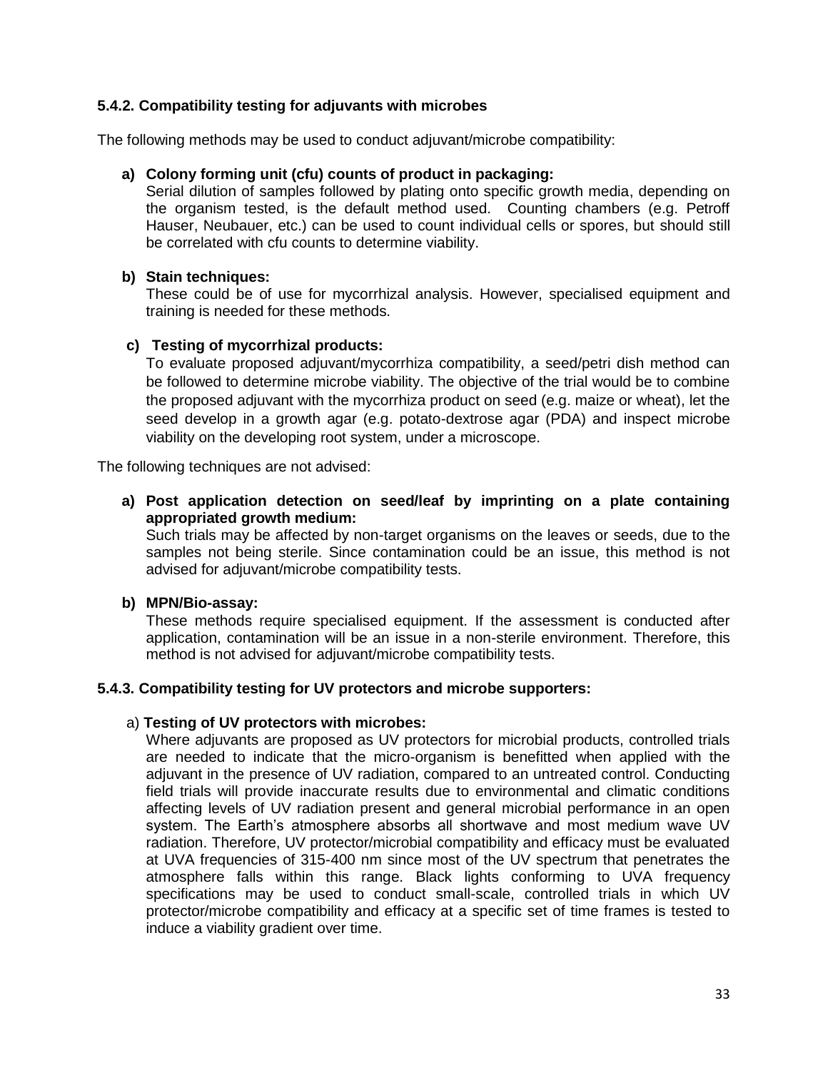### 5.4.2. Compatibility testing for adjuvants with microbes

The following methods may be used to conduct adjuvant/microbe compatibility:

**a) Colony forming unit (cfu) counts of product in packaging:**
Serial dilution of samples followed by plating onto specific growth media, depending on the organism tested, is the default method used. Counting chambers (e.g. Petroff Hauser, Neubauer, etc.) can be used to count individual cells or spores, but should still be correlated with cfu counts to determine viability.

**b) Stain techniques:**
These could be of use for mycorrhizal analysis. However, specialised equipment and training is needed for these methods.

**c) Testing of mycorrhizal products:**
To evaluate proposed adjuvant/mycorrhiza compatibility, a seed/petri dish method can be followed to determine microbe viability. The objective of the trial would be to combine the proposed adjuvant with the mycorrhiza product on seed (e.g. maize or wheat), let the seed develop in a growth agar (e.g. potato-dextrose agar (PDA) and inspect microbe viability on the developing root system, under a microscope.

The following techniques are not advised:

**a) Post application detection on seed/leaf by imprinting on a plate containing appropriated growth medium:**
Such trials may be affected by non-target organisms on the leaves or seeds, due to the samples not being sterile. Since contamination could be an issue, this method is not advised for adjuvant/microbe compatibility tests.

**b) MPN/Bio-assay:**
These methods require specialised equipment. If the assessment is conducted after application, contamination will be an issue in a non-sterile environment. Therefore, this method is not advised for adjuvant/microbe compatibility tests.

### 5.4.3. Compatibility testing for UV protectors and microbe supporters:

a) **Testing of UV protectors with microbes:**
Where adjuvants are proposed as UV protectors for microbial products, controlled trials are needed to indicate that the micro-organism is benefitted when applied with the adjuvant in the presence of UV radiation, compared to an untreated control. Conducting field trials will provide inaccurate results due to environmental and climatic conditions affecting levels of UV radiation present and general microbial performance in an open system. The Earth's atmosphere absorbs all shortwave and most medium wave UV radiation. Therefore, UV protector/microbial compatibility and efficacy must be evaluated at UVA frequencies of 315-400 nm since most of the UV spectrum that penetrates the atmosphere falls within this range. Black lights conforming to UVA frequency specifications may be used to conduct small-scale, controlled trials in which UV protector/microbe compatibility and efficacy at a specific set of time frames is tested to induce a viability gradient over time.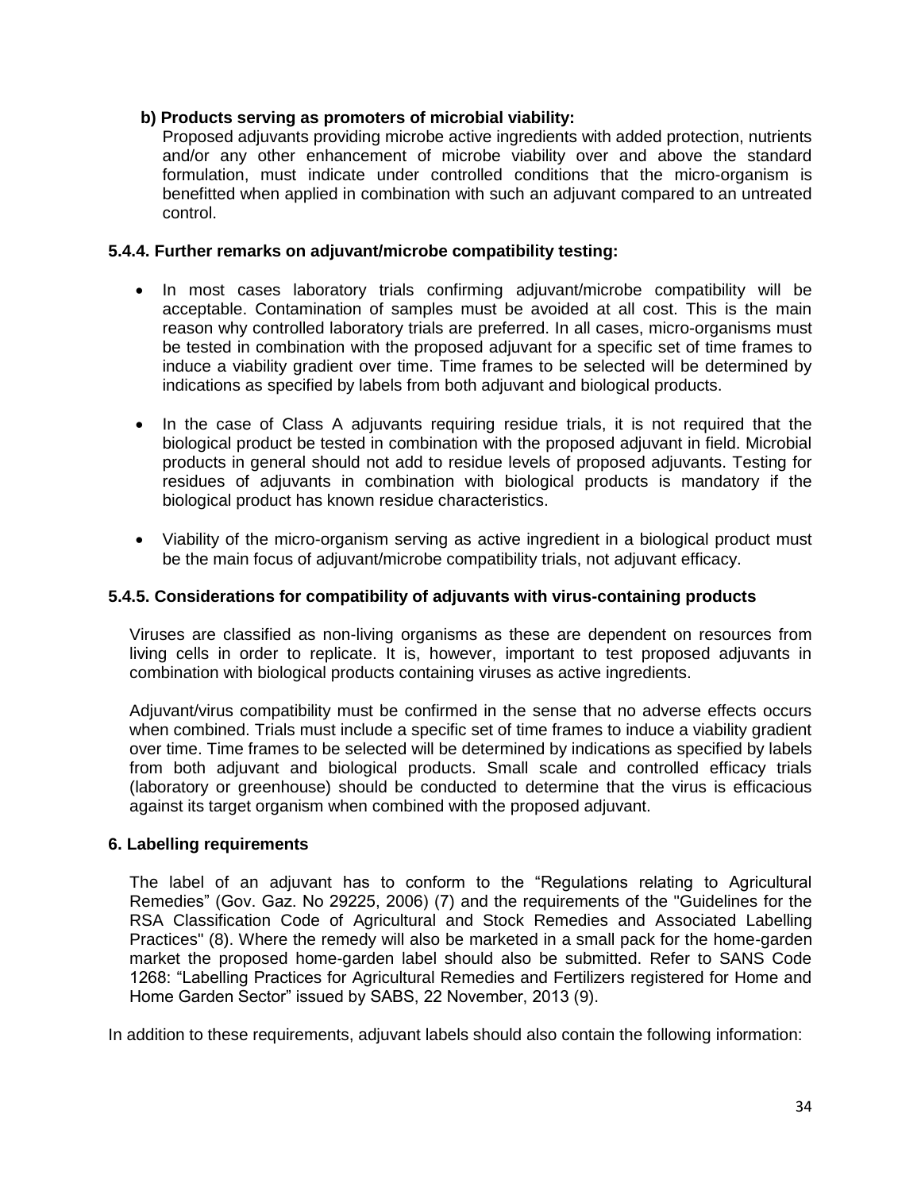**b) Products serving as promoters of microbial viability:**

Proposed adjuvants providing microbe active ingredients with added protection, nutrients and/or any other enhancement of microbe viability over and above the standard formulation, must indicate under controlled conditions that the micro-organism is benefitted when applied in combination with such an adjuvant compared to an untreated control.

#### 5.4.4. Further remarks on adjuvant/microbe compatibility testing:

- In most cases laboratory trials confirming adjuvant/microbe compatibility will be acceptable. Contamination of samples must be avoided at all cost. This is the main reason why controlled laboratory trials are preferred. In all cases, micro-organisms must be tested in combination with the proposed adjuvant for a specific set of time frames to induce a viability gradient over time. Time frames to be selected will be determined by indications as specified by labels from both adjuvant and biological products.
- In the case of Class A adjuvants requiring residue trials, it is not required that the biological product be tested in combination with the proposed adjuvant in field. Microbial products in general should not add to residue levels of proposed adjuvants. Testing for residues of adjuvants in combination with biological products is mandatory if the biological product has known residue characteristics.
- Viability of the micro-organism serving as active ingredient in a biological product must be the main focus of adjuvant/microbe compatibility trials, not adjuvant efficacy.

#### 5.4.5. Considerations for compatibility of adjuvants with virus-containing products

Viruses are classified as non-living organisms as these are dependent on resources from living cells in order to replicate. It is, however, important to test proposed adjuvants in combination with biological products containing viruses as active ingredients.

Adjuvant/virus compatibility must be confirmed in the sense that no adverse effects occurs when combined. Trials must include a specific set of time frames to induce a viability gradient over time. Time frames to be selected will be determined by indications as specified by labels from both adjuvant and biological products. Small scale and controlled efficacy trials (laboratory or greenhouse) should be conducted to determine that the virus is efficacious against its target organism when combined with the proposed adjuvant.

## 6. Labelling requirements

The label of an adjuvant has to conform to the "Regulations relating to Agricultural Remedies" (Gov. Gaz. No 29225, 2006) (7) and the requirements of the "Guidelines for the RSA Classification Code of Agricultural and Stock Remedies and Associated Labelling Practices" (8). Where the remedy will also be marketed in a small pack for the home-garden market the proposed home-garden label should also be submitted. Refer to SANS Code 1268: "Labelling Practices for Agricultural Remedies and Fertilizers registered for Home and Home Garden Sector" issued by SABS, 22 November, 2013 (9).

In addition to these requirements, adjuvant labels should also contain the following information: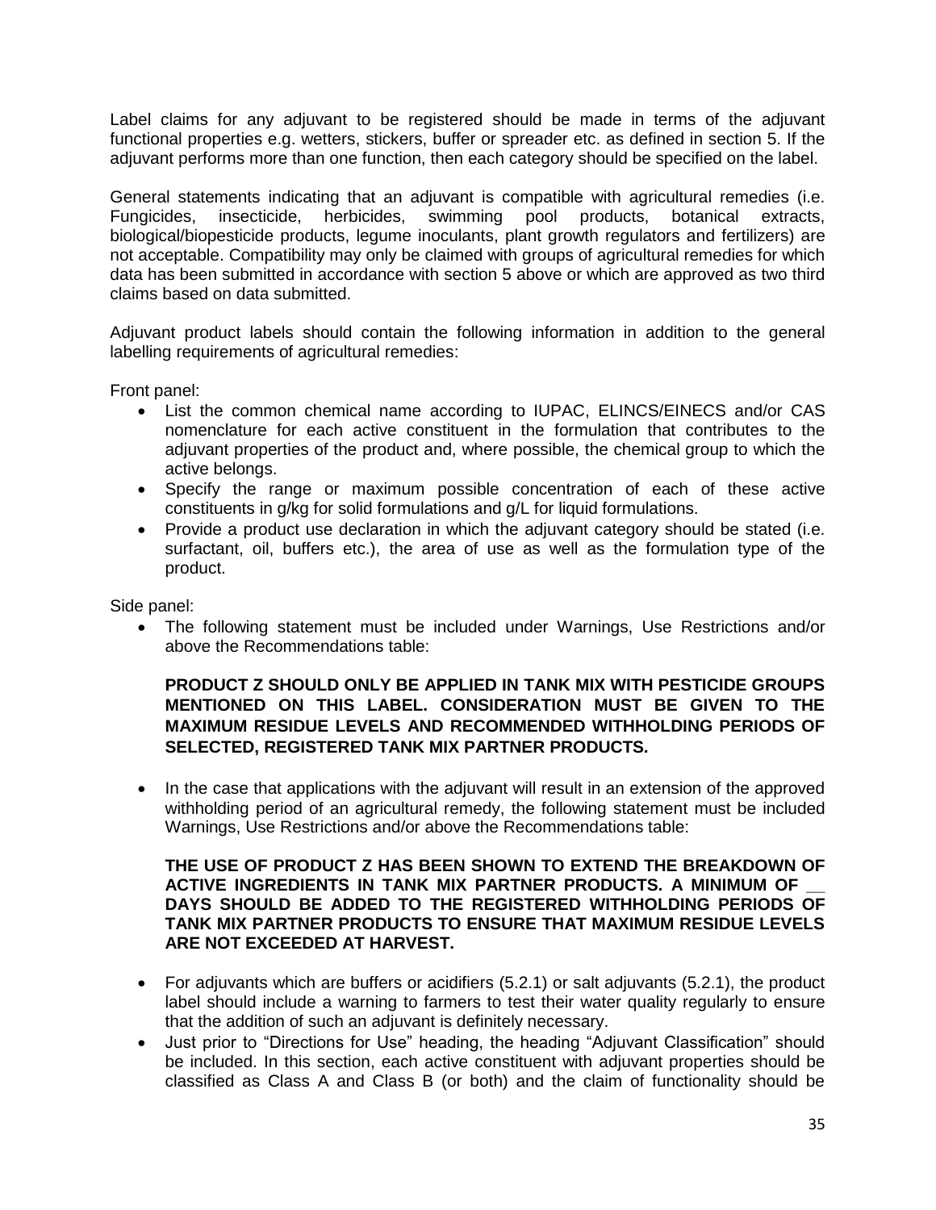Label claims for any adjuvant to be registered should be made in terms of the adjuvant functional properties e.g. wetters, stickers, buffer or spreader etc. as defined in section 5. If the adjuvant performs more than one function, then each category should be specified on the label.

General statements indicating that an adjuvant is compatible with agricultural remedies (i.e. Fungicides, insecticide, herbicides, swimming pool products, botanical extracts, biological/biopesticide products, legume inoculants, plant growth regulators and fertilizers) are not acceptable. Compatibility may only be claimed with groups of agricultural remedies for which data has been submitted in accordance with section 5 above or which are approved as two third claims based on data submitted.

Adjuvant product labels should contain the following information in addition to the general labelling requirements of agricultural remedies:

Front panel:

- List the common chemical name according to IUPAC, ELINCS/EINECS and/or CAS nomenclature for each active constituent in the formulation that contributes to the adjuvant properties of the product and, where possible, the chemical group to which the active belongs.
- Specify the range or maximum possible concentration of each of these active constituents in g/kg for solid formulations and g/L for liquid formulations.
- Provide a product use declaration in which the adjuvant category should be stated (i.e. surfactant, oil, buffers etc.), the area of use as well as the formulation type of the product.

Side panel:

- The following statement must be included under Warnings, Use Restrictions and/or above the Recommendations table:

  **PRODUCT Z SHOULD ONLY BE APPLIED IN TANK MIX WITH PESTICIDE GROUPS MENTIONED ON THIS LABEL. CONSIDERATION MUST BE GIVEN TO THE MAXIMUM RESIDUE LEVELS AND RECOMMENDED WITHHOLDING PERIODS OF SELECTED, REGISTERED TANK MIX PARTNER PRODUCTS.**

- In the case that applications with the adjuvant will result in an extension of the approved withholding period of an agricultural remedy, the following statement must be included Warnings, Use Restrictions and/or above the Recommendations table:

  **THE USE OF PRODUCT Z HAS BEEN SHOWN TO EXTEND THE BREAKDOWN OF ACTIVE INGREDIENTS IN TANK MIX PARTNER PRODUCTS. A MINIMUM OF __ DAYS SHOULD BE ADDED TO THE REGISTERED WITHHOLDING PERIODS OF TANK MIX PARTNER PRODUCTS TO ENSURE THAT MAXIMUM RESIDUE LEVELS ARE NOT EXCEEDED AT HARVEST.**

- For adjuvants which are buffers or acidifiers (5.2.1) or salt adjuvants (5.2.1), the product label should include a warning to farmers to test their water quality regularly to ensure that the addition of such an adjuvant is definitely necessary.
- Just prior to "Directions for Use" heading, the heading "Adjuvant Classification" should be included. In this section, each active constituent with adjuvant properties should be classified as Class A and Class B (or both) and the claim of functionality should be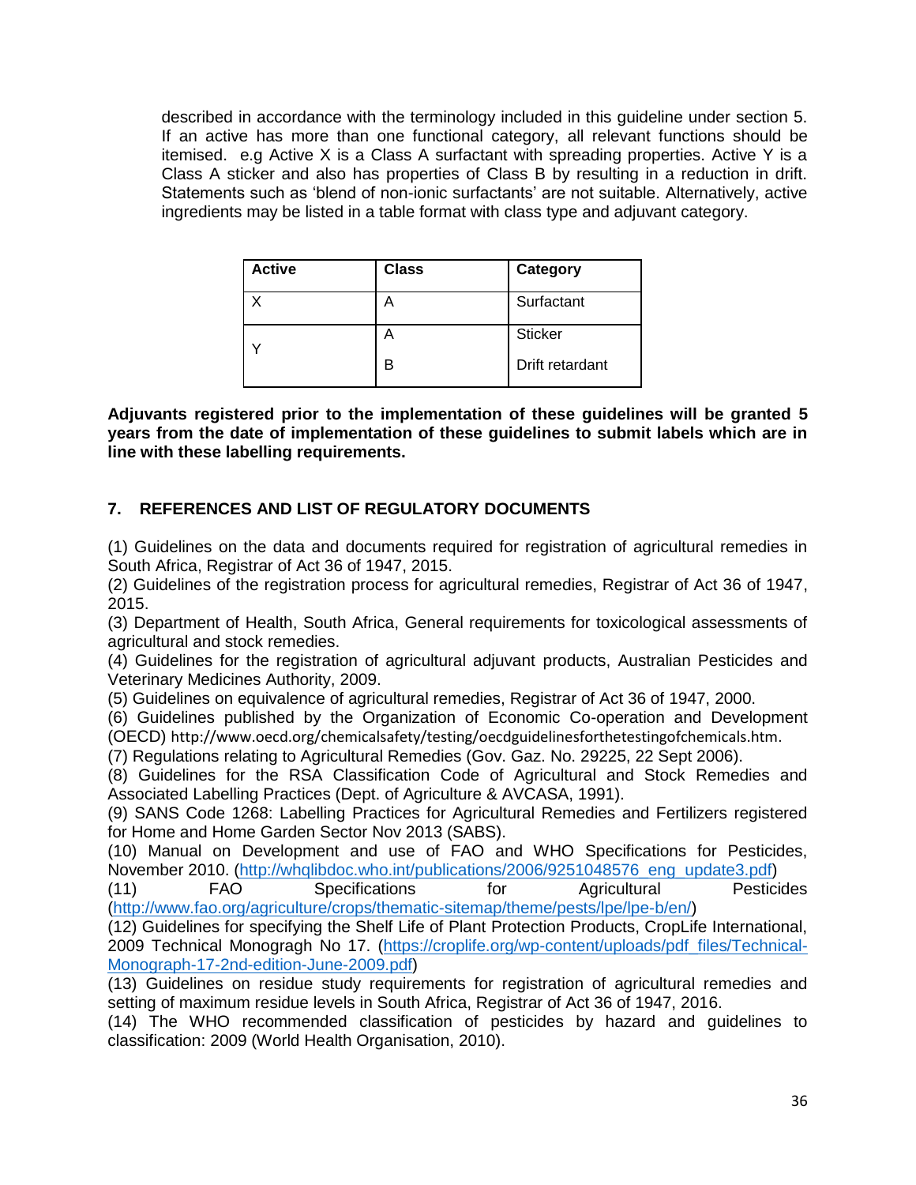described in accordance with the terminology included in this guideline under section 5. If an active has more than one functional category, all relevant functions should be itemised. e.g Active X is a Class A surfactant with spreading properties. Active Y is a Class A sticker and also has properties of Class B by resulting in a reduction in drift. Statements such as 'blend of non-ionic surfactants' are not suitable. Alternatively, active ingredients may be listed in a table format with class type and adjuvant category.

| Active | Class | Category |
|---|---|---|
| X | A | Surfactant |
| Y | A | Sticker |
| | B | Drift retardant |

**Adjuvants registered prior to the implementation of these guidelines will be granted 5 years from the date of implementation of these guidelines to submit labels which are in line with these labelling requirements.**

## 7. REFERENCES AND LIST OF REGULATORY DOCUMENTS

(1) Guidelines on the data and documents required for registration of agricultural remedies in South Africa, Registrar of Act 36 of 1947, 2015.
(2) Guidelines of the registration process for agricultural remedies, Registrar of Act 36 of 1947, 2015.
(3) Department of Health, South Africa, General requirements for toxicological assessments of agricultural and stock remedies.
(4) Guidelines for the registration of agricultural adjuvant products, Australian Pesticides and Veterinary Medicines Authority, 2009.
(5) Guidelines on equivalence of agricultural remedies, Registrar of Act 36 of 1947, 2000.
(6) Guidelines published by the Organization of Economic Co-operation and Development (OECD) http://www.oecd.org/chemicalsafety/testing/oecdguidelinesforthetestingofchemicals.htm.
(7) Regulations relating to Agricultural Remedies (Gov. Gaz. No. 29225, 22 Sept 2006).
(8) Guidelines for the RSA Classification Code of Agricultural and Stock Remedies and Associated Labelling Practices (Dept. of Agriculture & AVCASA, 1991).
(9) SANS Code 1268: Labelling Practices for Agricultural Remedies and Fertilizers registered for Home and Home Garden Sector Nov 2013 (SABS).
(10) Manual on Development and use of FAO and WHO Specifications for Pesticides, November 2010. (http://whqlibdoc.who.int/publications/2006/9251048576_eng_update3.pdf)
(11) FAO Specifications for Agricultural Pesticides (http://www.fao.org/agriculture/crops/thematic-sitemap/theme/pests/lpe/lpe-b/en/)
(12) Guidelines for specifying the Shelf Life of Plant Protection Products, CropLife International, 2009 Technical Monogragh No 17. (https://croplife.org/wp-content/uploads/pdf_files/Technical-Monograph-17-2nd-edition-June-2009.pdf)
(13) Guidelines on residue study requirements for registration of agricultural remedies and setting of maximum residue levels in South Africa, Registrar of Act 36 of 1947, 2016.
(14) The WHO recommended classification of pesticides by hazard and guidelines to classification: 2009 (World Health Organisation, 2010).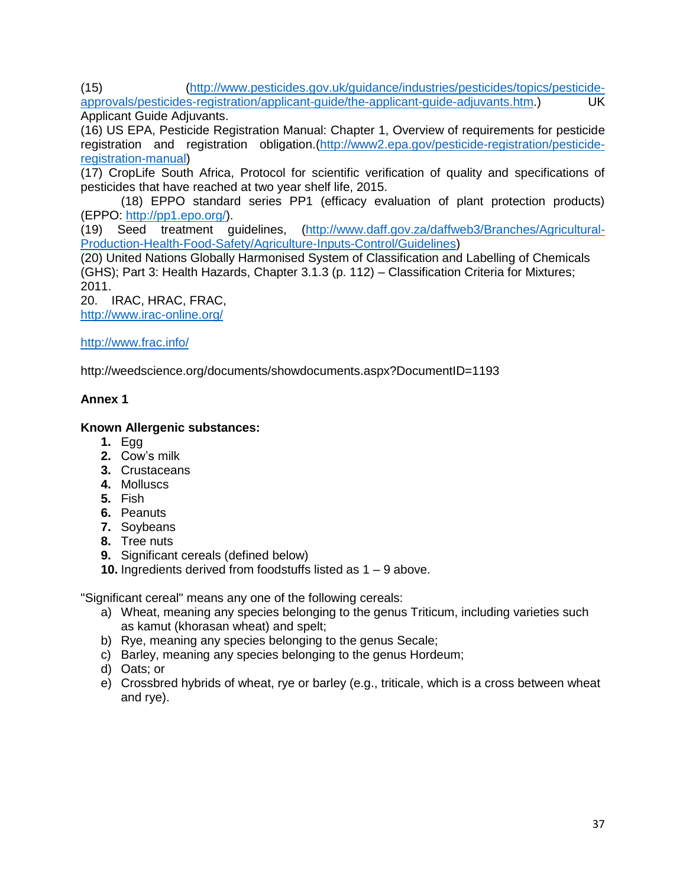(15) (http://www.pesticides.gov.uk/guidance/industries/pesticides/topics/pesticide-approvals/pesticides-registration/applicant-guide/the-applicant-guide-adjuvants.htm.) UK Applicant Guide Adjuvants.

(16) US EPA, Pesticide Registration Manual: Chapter 1, Overview of requirements for pesticide registration and registration obligation.(http://www2.epa.gov/pesticide-registration/pesticide-registration-manual)

(17) CropLife South Africa, Protocol for scientific verification of quality and specifications of pesticides that have reached at two year shelf life, 2015.

(18) EPPO standard series PP1 (efficacy evaluation of plant protection products) (EPPO: http://pp1.epo.org/).

(19) Seed treatment guidelines, (http://www.daff.gov.za/daffweb3/Branches/Agricultural-Production-Health-Food-Safety/Agriculture-Inputs-Control/Guidelines)

(20) United Nations Globally Harmonised System of Classification and Labelling of Chemicals (GHS); Part 3: Health Hazards, Chapter 3.1.3 (p. 112) – Classification Criteria for Mixtures; 2011.

20. IRAC, HRAC, FRAC,
http://www.irac-online.org/

http://www.frac.info/

http://weedscience.org/documents/showdocuments.aspx?DocumentID=1193

## Annex 1

**Known Allergenic substances:**

1. Egg
2. Cow's milk
3. Crustaceans
4. Molluscs
5. Fish
6. Peanuts
7. Soybeans
8. Tree nuts
9. Significant cereals (defined below)
10. Ingredients derived from foodstuffs listed as 1 – 9 above.

"Significant cereal" means any one of the following cereals:

a) Wheat, meaning any species belonging to the genus Triticum, including varieties such as kamut (khorasan wheat) and spelt;
b) Rye, meaning any species belonging to the genus Secale;
c) Barley, meaning any species belonging to the genus Hordeum;
d) Oats; or
e) Crossbred hybrids of wheat, rye or barley (e.g., triticale, which is a cross between wheat and rye).